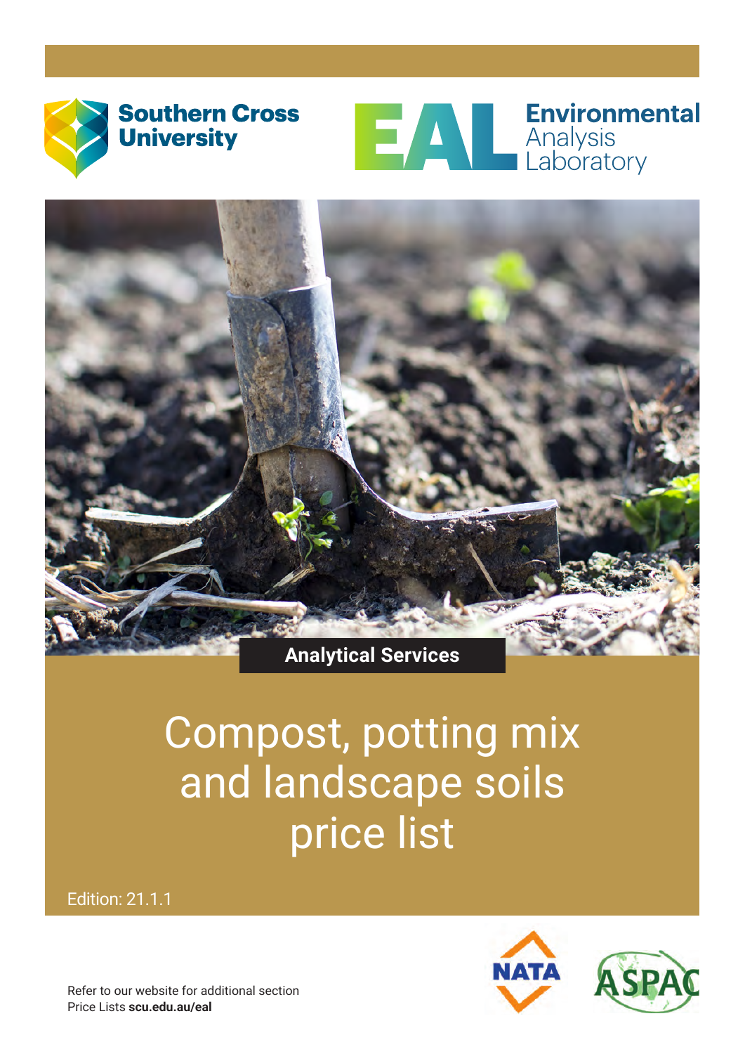Southern Cross University

**Environmental** Analysis Laboratory

**Analytical Services**

# Compost, potting mix and landscape soils price list

Edition: 21.1.1

Refer to our website for additional section Price Lists **scu.edu.au/eal**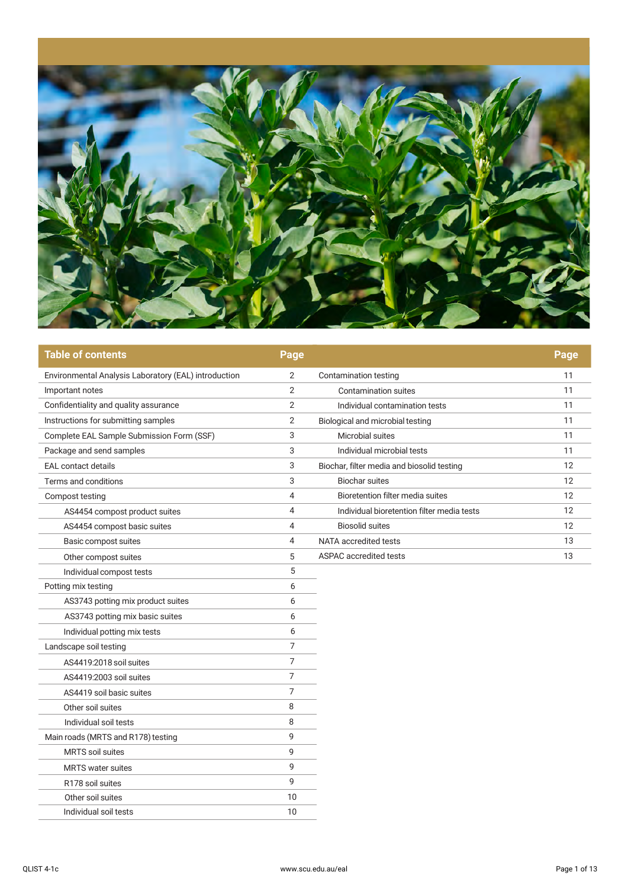| Table of contents | Page |
|---|---|
| Environmental Analysis Laboratory (EAL) introduction | 2 |
| Important notes | 2 |
| Confidentiality and quality assurance | 2 |
| Instructions for submitting samples | 2 |
| Complete EAL Sample Submission Form (SSF) | 3 |
| Package and send samples | 3 |
| EAL contact details | 3 |
| Terms and conditions | 3 |
| Compost testing | 4 |
| AS4454 compost product suites | 4 |
| AS4454 compost basic suites | 4 |
| Basic compost suites | 4 |
| Other compost suites | 5 |
| Individual compost tests | 5 |
| Potting mix testing | 6 |
| AS3743 potting mix product suites | 6 |
| AS3743 potting mix basic suites | 6 |
| Individual potting mix tests | 6 |
| Landscape soil testing | 7 |
| AS4419:2018 soil suites | 7 |
| AS4419:2003 soil suites | 7 |
| AS4419 soil basic suites | 7 |
| Other soil suites | 8 |
| Individual soil tests | 8 |
| Main roads (MRTS and R178) testing | 9 |
| MRTS soil suites | 9 |
| MRTS water suites | 9 |
| R178 soil suites | 9 |
| Other soil suites | 10 |
| Individual soil tests | 10 |
| Contamination testing | 11 |
| Contamination suites | 11 |
| Individual contamination tests | 11 |
| Biological and microbial testing | 11 |
| Microbial suites | 11 |
| Individual microbial tests | 11 |
| Biochar, filter media and biosolid testing | 12 |
| Biochar suites | 12 |
| Bioretention filter media suites | 12 |
| Individual bioretention filter media tests | 12 |
| Biosolid suites | 12 |
| NATA accredited tests | 13 |
| ASPAC accredited tests | 13 |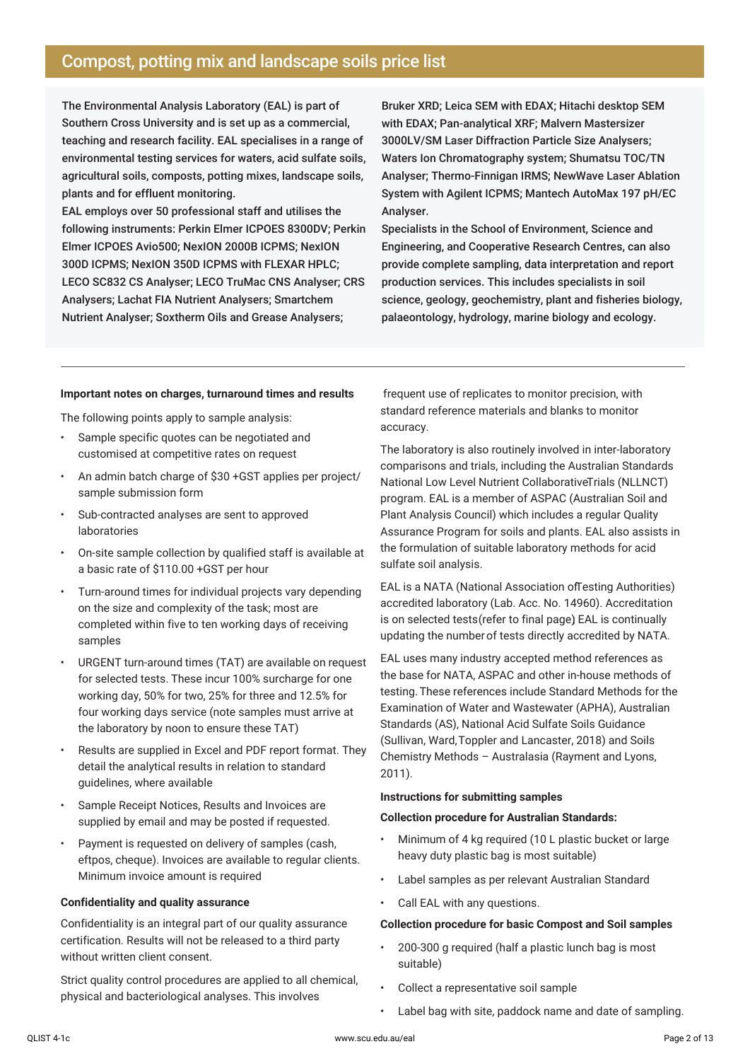## Compost, potting mix and landscape soils price list

The Environmental Analysis Laboratory (EAL) is part of Southern Cross University and is set up as a commercial, teaching and research facility. EAL specialises in a range of environmental testing services for waters, acid sulfate soils, agricultural soils, composts, potting mixes, landscape soils, plants and for effluent monitoring.

EAL employs over 50 professional staff and utilises the following instruments: Perkin Elmer ICPOES 8300DV; Perkin Elmer ICPOES Avio500; NexION 2000B ICPMS; NexION 300D ICPMS; NexION 350D ICPMS with FLEXAR HPLC; LECO SC832 CS Analyser; LECO TruMac CNS Analyser; CRS Analysers; Lachat FIA Nutrient Analysers; Smartchem Nutrient Analyser; Soxtherm Oils and Grease Analysers; Bruker XRD; Leica SEM with EDAX; Hitachi desktop SEM with EDAX; Pan-analytical XRF; Malvern Mastersizer 3000LV/SM Laser Diffraction Particle Size Analysers; Waters Ion Chromatography system; Shumatsu TOC/TN Analyser; Thermo-Finnigan IRMS; NewWave Laser Ablation System with Agilent ICPMS; Mantech AutoMax 197 pH/EC Analyser.

Specialists in the School of Environment, Science and Engineering, and Cooperative Research Centres, can also provide complete sampling, data interpretation and report production services. This includes specialists in soil science, geology, geochemistry, plant and fisheries biology, palaeontology, hydrology, marine biology and ecology.

---

**Important notes on charges, turnaround times and results**

The following points apply to sample analysis:

- Sample specific quotes can be negotiated and customised at competitive rates on request
- An admin batch charge of $30 +GST applies per project/ sample submission form
- Sub-contracted analyses are sent to approved laboratories
- On-site sample collection by qualified staff is available at a basic rate of $110.00 +GST per hour
- Turn-around times for individual projects vary depending on the size and complexity of the task; most are completed within five to ten working days of receiving samples
- URGENT turn-around times (TAT) are available on request for selected tests. These incur 100% surcharge for one working day, 50% for two, 25% for three and 12.5% for four working days service (note samples must arrive at the laboratory by noon to ensure these TAT)
- Results are supplied in Excel and PDF report format. They detail the analytical results in relation to standard guidelines, where available
- Sample Receipt Notices, Results and Invoices are supplied by email and may be posted if requested.
- Payment is requested on delivery of samples (cash, eftpos, cheque). Invoices are available to regular clients. Minimum invoice amount is required

**Confidentiality and quality assurance**

Confidentiality is an integral part of our quality assurance certification. Results will not be released to a third party without written client consent.

Strict quality control procedures are applied to all chemical, physical and bacteriological analyses. This involves frequent use of replicates to monitor precision, with standard reference materials and blanks to monitor accuracy.

The laboratory is also routinely involved in inter-laboratory comparisons and trials, including the Australian Standards National Low Level Nutrient CollaborativeTrials (NLLNCT) program. EAL is a member of ASPAC (Australian Soil and Plant Analysis Council) which includes a regular Quality Assurance Program for soils and plants. EAL also assists in the formulation of suitable laboratory methods for acid sulfate soil analysis.

EAL is a NATA (National Association ofTesting Authorities) accredited laboratory (Lab. Acc. No. 14960). Accreditation is on selected tests(refer to final page) EAL is continually updating the number of tests directly accredited by NATA.

EAL uses many industry accepted method references as the base for NATA, ASPAC and other in-house methods of testing. These references include Standard Methods for the Examination of Water and Wastewater (APHA), Australian Standards (AS), National Acid Sulfate Soils Guidance (Sullivan, Ward, Toppler and Lancaster, 2018) and Soils Chemistry Methods – Australasia (Rayment and Lyons, 2011).

**Instructions for submitting samples**

**Collection procedure for Australian Standards:**

- Minimum of 4 kg required (10 L plastic bucket or large heavy duty plastic bag is most suitable)
- Label samples as per relevant Australian Standard
- Call EAL with any questions.

**Collection procedure for basic Compost and Soil samples**

- 200-300 g required (half a plastic lunch bag is most suitable)
- Collect a representative soil sample
- Label bag with site, paddock name and date of sampling.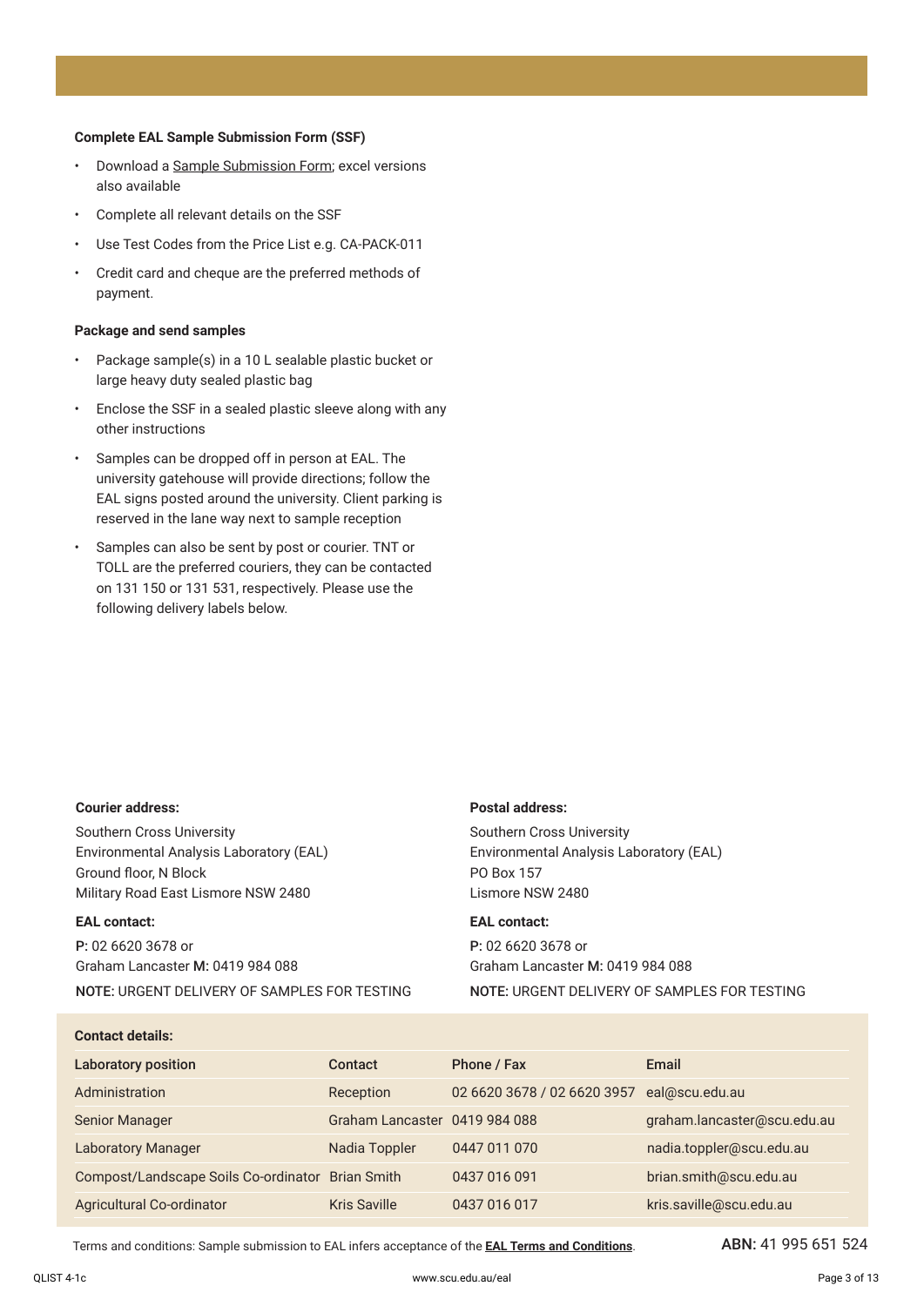**Complete EAL Sample Submission Form (SSF)**

- Download a Sample Submission Form; excel versions also available
- Complete all relevant details on the SSF
- Use Test Codes from the Price List e.g. CA-PACK-011
- Credit card and cheque are the preferred methods of payment.

**Package and send samples**

- Package sample(s) in a 10 L sealable plastic bucket or large heavy duty sealed plastic bag
- Enclose the SSF in a sealed plastic sleeve along with any other instructions
- Samples can be dropped off in person at EAL. The university gatehouse will provide directions; follow the EAL signs posted around the university. Client parking is reserved in the lane way next to sample reception
- Samples can also be sent by post or courier. TNT or TOLL are the preferred couriers, they can be contacted on 131 150 or 131 531, respectively. Please use the following delivery labels below.

**Courier address:**

Southern Cross University
Environmental Analysis Laboratory (EAL)
Ground floor, N Block
Military Road East Lismore NSW 2480

**EAL contact:**

**P:** 02 6620 3678 or
Graham Lancaster **M:** 0419 984 088

**NOTE:** URGENT DELIVERY OF SAMPLES FOR TESTING

**Postal address:**

Southern Cross University
Environmental Analysis Laboratory (EAL)
PO Box 157
Lismore NSW 2480

**EAL contact:**

**P:** 02 6620 3678 or
Graham Lancaster **M:** 0419 984 088

**NOTE:** URGENT DELIVERY OF SAMPLES FOR TESTING

**Contact details:**

| Laboratory position | Contact | Phone / Fax | Email |
| --- | --- | --- | --- |
| Administration | Reception | 02 6620 3678 / 02 6620 3957 | eal@scu.edu.au |
| Senior Manager | Graham Lancaster | 0419 984 088 | graham.lancaster@scu.edu.au |
| Laboratory Manager | Nadia Toppler | 0447 011 070 | nadia.toppler@scu.edu.au |
| Compost/Landscape Soils Co-ordinator | Brian Smith | 0437 016 091 | brian.smith@scu.edu.au |
| Agricultural Co-ordinator | Kris Saville | 0437 016 017 | kris.saville@scu.edu.au |

Terms and conditions: Sample submission to EAL infers acceptance of the **EAL Terms and Conditions**.

**ABN:** 41 995 651 524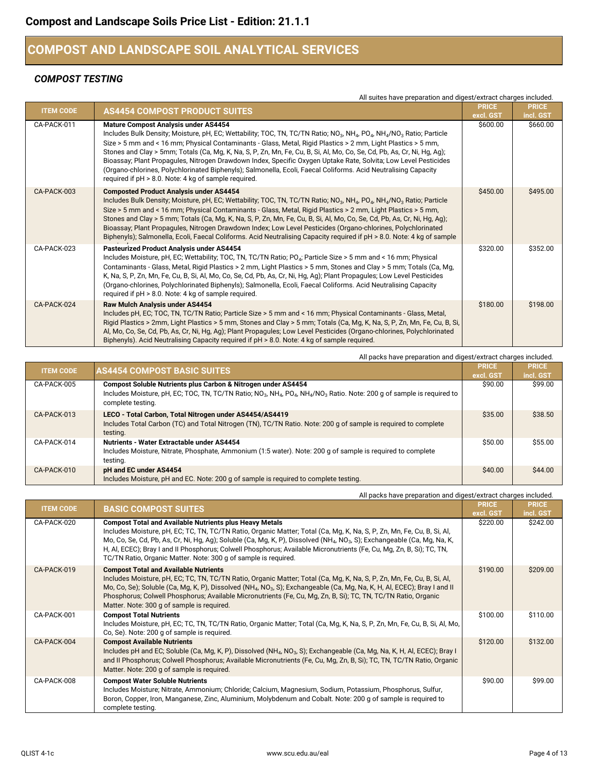# Compost and Landscape Soils Price List - Edition: 21.1.1

## COMPOST AND LANDSCAPE SOIL ANALYTICAL SERVICES

### *COMPOST TESTING*

All suites have preparation and digest/extract charges included.

| ITEM CODE | AS4454 COMPOST PRODUCT SUITES | PRICE excl. GST | PRICE incl. GST |
|---|---|---|---|
| CA-PACK-011 | **Mature Compost Analysis under AS4454**<br>Includes Bulk Density; Moisture, pH, EC; Wettability; TOC, TN, TC/TN Ratio; $NO_3$, $NH_4$, $PO_4$, $NH_4/NO_3$ Ratio; Particle Size > 5 mm and < 16 mm; Physical Contaminants - Glass, Metal, Rigid Plastics > 2 mm, Light Plastics > 5 mm, Stones and Clay > 5mm; Totals (Ca, Mg, K, Na, S, P, Zn, Mn, Fe, Cu, B, Si, Al, Mo, Co, Se, Cd, Pb, As, Cr, Ni, Hg, Ag); Bioassay; Plant Propagules, Nitrogen Drawdown Index, Specific Oxygen Uptake Rate, Solvita; Low Level Pesticides (Organo-chlorines, Polychlorinated Biphenyls); Salmonella, Ecoli, Faecal Coliforms. Acid Neutralising Capacity required if pH > 8.0. Note: 4 kg of sample required. | $600.00 | $660.00 |
| CA-PACK-003 | **Composted Product Analysis under AS4454**<br>Includes Bulk Density; Moisture, pH, EC; Wettability; TOC, TN, TC/TN Ratio; $NO_3$, $NH_4$, $PO_4$, $NH_4/NO_3$ Ratio; Particle Size > 5 mm and < 16 mm; Physical Contaminants - Glass, Metal, Rigid Plastics > 2 mm, Light Plastics > 5 mm, Stones and Clay > 5 mm; Totals (Ca, Mg, K, Na, S, P, Zn, Mn, Fe, Cu, B, Si, Al, Mo, Co, Se, Cd, Pb, As, Cr, Ni, Hg, Ag); Bioassay; Plant Propagules, Nitrogen Drawdown Index; Low Level Pesticides (Organo-chlorines, Polychlorinated Biphenyls); Salmonella, Ecoli, Faecal Coliforms. Acid Neutralising Capacity required if pH > 8.0. Note: 4 kg of sample | $450.00 | $495.00 |
| CA-PACK-023 | **Pasteurized Product Analysis under AS4454**<br>Includes Moisture, pH, EC; Wettability; TOC, TN, TC/TN Ratio; $PO_4$; Particle Size > 5 mm and < 16 mm; Physical Contaminants - Glass, Metal, Rigid Plastics > 2 mm, Light Plastics > 5 mm, Stones and Clay > 5 mm; Totals (Ca, Mg, K, Na, S, P, Zn, Mn, Fe, Cu, B, Si, Al, Mo, Co, Se, Cd, Pb, As, Cr, Ni, Hg, Ag); Plant Propagules; Low Level Pesticides (Organo-chlorines, Polychlorinated Biphenyls); Salmonella, Ecoli, Faecal Coliforms. Acid Neutralising Capacity required if pH > 8.0. Note: 4 kg of sample required. | $320.00 | $352.00 |
| CA-PACK-024 | **Raw Mulch Analysis under AS4454**<br>Includes pH, EC; TOC, TN, TC/TN Ratio; Particle Size > 5 mm and < 16 mm; Physical Contaminants - Glass, Metal, Rigid Plastics > 2mm, Light Plastics > 5 mm, Stones and Clay > 5 mm; Totals (Ca, Mg, K, Na, S, P, Zn, Mn, Fe, Cu, B, Si, Al, Mo, Co, Se, Cd, Pb, As, Cr, Ni, Hg, Ag); Plant Propagules; Low Level Pesticides (Organo-chlorines, Polychlorinated Biphenyls). Acid Neutralising Capacity required if pH > 8.0. Note: 4 kg of sample required. | $180.00 | $198.00 |

All packs have preparation and digest/extract charges included.

| ITEM CODE | AS4454 COMPOST BASIC SUITES | PRICE excl. GST | PRICE incl. GST |
|---|---|---|---|
| CA-PACK-005 | **Compost Soluble Nutrients plus Carbon & Nitrogen under AS4454**<br>Includes Moisture, pH, EC; TOC, TN, TC/TN Ratio; $NO_3$, $NH_4$, $PO_4$, $NH_4/NO_3$ Ratio. Note: 200 g of sample is required to complete testing. | $90.00 | $99.00 |
| CA-PACK-013 | **LECO - Total Carbon, Total Nitrogen under AS4454/AS4419**<br>Includes Total Carbon (TC) and Total Nitrogen (TN), TC/TN Ratio. Note: 200 g of sample is required to complete testing. | $35.00 | $38.50 |
| CA-PACK-014 | **Nutrients - Water Extractable under AS4454**<br>Includes Moisture, Nitrate, Phosphate, Ammonium (1:5 water). Note: 200 g of sample is required to complete testing. | $50.00 | $55.00 |
| CA-PACK-010 | **pH and EC under AS4454**<br>Includes Moisture, pH and EC. Note: 200 g of sample is required to complete testing. | $40.00 | $44.00 |

All packs have preparation and digest/extract charges included.

| ITEM CODE | BASIC COMPOST SUITES | PRICE excl. GST | PRICE incl. GST |
|---|---|---|---|
| CA-PACK-020 | **Compost Total and Available Nutrients plus Heavy Metals**<br>Includes Moisture, pH, EC; TC, TN, TC/TN Ratio, Organic Matter; Total (Ca, Mg, K, Na, S, P, Zn, Mn, Fe, Cu, B, Si, Al, Mo, Co, Se, Cd, Pb, As, Cr, Ni, Hg, Ag); Soluble (Ca, Mg, K, P), Dissolved ($NH_4$, $NO_3$, S); Exchangeable (Ca, Mg, Na, K, H, Al, ECEC); Bray I and II Phosphorus; Colwell Phosphorus; Available Micronutrients (Fe, Cu, Mg, Zn, B, Si); TC, TN, TC/TN Ratio, Organic Matter. Note: 300 g of sample is required. | $220.00 | $242.00 |
| CA-PACK-019 | **Compost Total and Available Nutrients**<br>Includes Moisture, pH, EC; TC, TN, TC/TN Ratio, Organic Matter; Total (Ca, Mg, K, Na, S, P, Zn, Mn, Fe, Cu, B, Si, Al, Mo, Co, Se); Soluble (Ca, Mg, K, P), Dissolved ($NH_4$, $NO_3$, S); Exchangeable (Ca, Mg, Na, K, H, Al, ECEC); Bray I and II Phosphorus; Colwell Phosphorus; Available Micronutrients (Fe, Cu, Mg, Zn, B, Si); TC, TN, TC/TN Ratio, Organic Matter. Note: 300 g of sample is required. | $190.00 | $209.00 |
| CA-PACK-001 | **Compost Total Nutrients**<br>Includes Moisture, pH, EC; TC, TN, TC/TN Ratio, Organic Matter; Total (Ca, Mg, K, Na, S, P, Zn, Mn, Fe, Cu, B, Si, Al, Mo, Co, Se). Note: 200 g of sample is required. | $100.00 | $110.00 |
| CA-PACK-004 | **Compost Available Nutrients**<br>Includes pH and EC; Soluble (Ca, Mg, K, P), Dissolved ($NH_4$, $NO_3$, S); Exchangeable (Ca, Mg, Na, K, H, Al, ECEC); Bray I and II Phosphorus; Colwell Phosphorus; Available Micronutrients (Fe, Cu, Mg, Zn, B, Si); TC, TN, TC/TN Ratio, Organic Matter. Note: 200 g of sample is required. | $120.00 | $132.00 |
| CA-PACK-008 | **Compost Water Soluble Nutrients**<br>Includes Moisture; Nitrate, Ammonium; Chloride; Calcium, Magnesium, Sodium, Potassium, Phosphorus, Sulfur, Boron, Copper, Iron, Manganese, Zinc, Aluminium, Molybdenum and Cobalt. Note: 200 g of sample is required to complete testing. | $90.00 | $99.00 |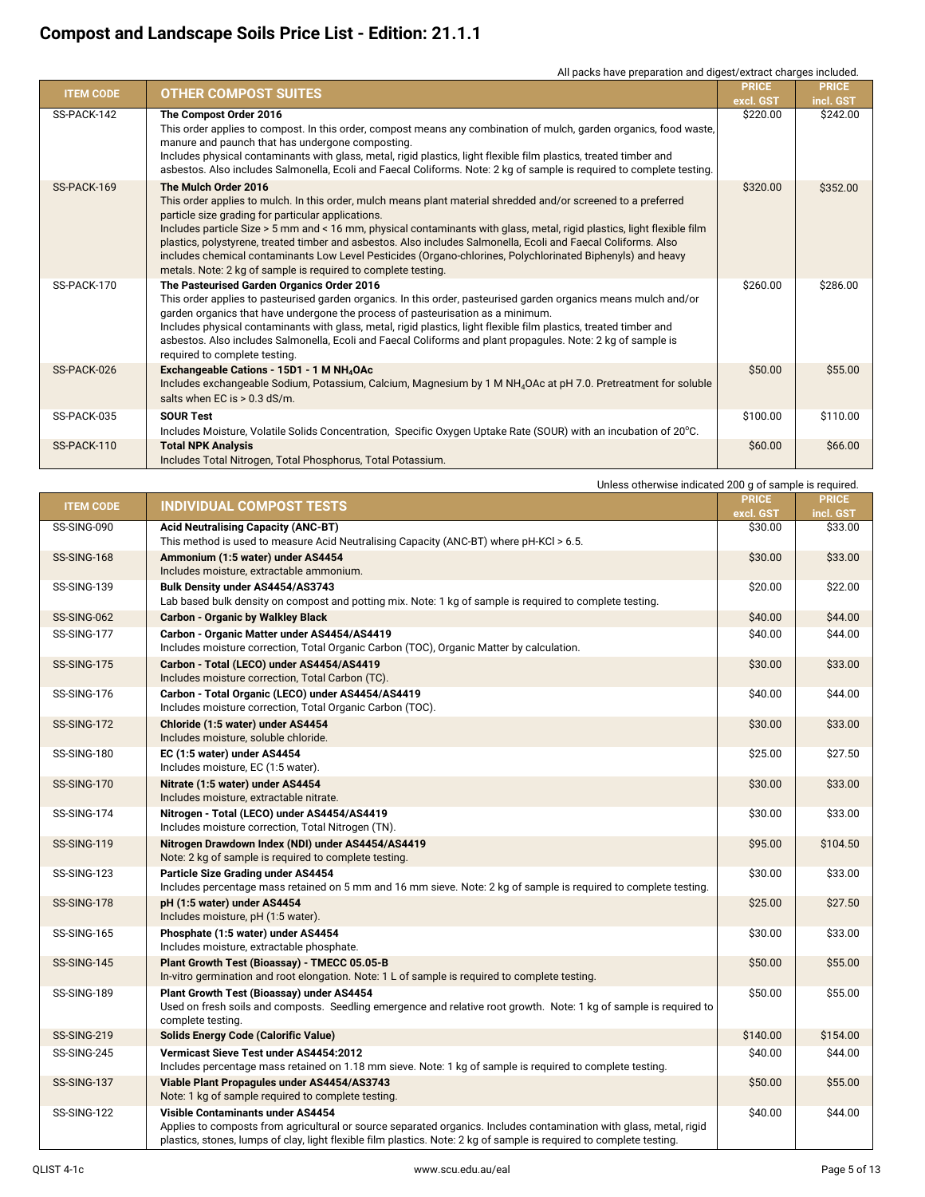# Compost and Landscape Soils Price List - Edition: 21.1.1

All packs have preparation and digest/extract charges included.

| ITEM CODE | OTHER COMPOST SUITES | PRICE excl. GST | PRICE incl. GST |
|---|---|---|---|
| SS-PACK-142 | **The Compost Order 2016**<br>This order applies to compost. In this order, compost means any combination of mulch, garden organics, food waste, manure and paunch that has undergone composting.<br>Includes physical contaminants with glass, metal, rigid plastics, light flexible film plastics, treated timber and asbestos. Also includes Salmonella, Ecoli and Faecal Coliforms. Note: 2 kg of sample is required to complete testing. | $220.00 | $242.00 |
| SS-PACK-169 | **The Mulch Order 2016**<br>This order applies to mulch. In this order, mulch means plant material shredded and/or screened to a preferred particle size grading for particular applications.<br>Includes particle Size > 5 mm and < 16 mm, physical contaminants with glass, metal, rigid plastics, light flexible film plastics, polystyrene, treated timber and asbestos. Also includes Salmonella, Ecoli and Faecal Coliforms. Also includes chemical contaminants Low Level Pesticides (Organo-chlorines, Polychlorinated Biphenyls) and heavy metals. Note: 2 kg of sample is required to complete testing. | $320.00 | $352.00 |
| SS-PACK-170 | **The Pasteurised Garden Organics Order 2016**<br>This order applies to pasteurised garden organics. In this order, pasteurised garden organics means mulch and/or garden organics that have undergone the process of pasteurisation as a minimum.<br>Includes physical contaminants with glass, metal, rigid plastics, light flexible film plastics, treated timber and asbestos. Also includes Salmonella, Ecoli and Faecal Coliforms and plant propagules. Note: 2 kg of sample is required to complete testing. | $260.00 | $286.00 |
| SS-PACK-026 | **Exchangeable Cations - 15D1 - 1 M $NH_4OAc$**<br>Includes exchangeable Sodium, Potassium, Calcium, Magnesium by 1 M $NH_4OAc$ at pH 7.0. Pretreatment for soluble salts when EC is > 0.3 dS/m. | $50.00 | $55.00 |
| SS-PACK-035 | **SOUR Test**<br>Includes Moisture, Volatile Solids Concentration, Specific Oxygen Uptake Rate (SOUR) with an incubation of 20°C. | $100.00 | $110.00 |
| SS-PACK-110 | **Total NPK Analysis**<br>Includes Total Nitrogen, Total Phosphorus, Total Potassium. | $60.00 | $66.00 |

Unless otherwise indicated 200 g of sample is required.

| ITEM CODE | INDIVIDUAL COMPOST TESTS | PRICE excl. GST | PRICE incl. GST |
|---|---|---|---|
| SS-SING-090 | **Acid Neutralising Capacity (ANC-BT)**<br>This method is used to measure Acid Neutralising Capacity (ANC-BT) where pH-KCl > 6.5. | $30.00 | $33.00 |
| SS-SING-168 | **Ammonium (1:5 water) under AS4454**<br>Includes moisture, extractable ammonium. | $30.00 | $33.00 |
| SS-SING-139 | **Bulk Density under AS4454/AS3743**<br>Lab based bulk density on compost and potting mix. Note: 1 kg of sample is required to complete testing. | $20.00 | $22.00 |
| SS-SING-062 | **Carbon - Organic by Walkley Black** | $40.00 | $44.00 |
| SS-SING-177 | **Carbon - Organic Matter under AS4454/AS4419**<br>Includes moisture correction, Total Organic Carbon (TOC), Organic Matter by calculation. | $40.00 | $44.00 |
| SS-SING-175 | **Carbon - Total (LECO) under AS4454/AS4419**<br>Includes moisture correction, Total Carbon (TC). | $30.00 | $33.00 |
| SS-SING-176 | **Carbon - Total Organic (LECO) under AS4454/AS4419**<br>Includes moisture correction, Total Organic Carbon (TOC). | $40.00 | $44.00 |
| SS-SING-172 | **Chloride (1:5 water) under AS4454**<br>Includes moisture, soluble chloride. | $30.00 | $33.00 |
| SS-SING-180 | **EC (1:5 water) under AS4454**<br>Includes moisture, EC (1:5 water). | $25.00 | $27.50 |
| SS-SING-170 | **Nitrate (1:5 water) under AS4454**<br>Includes moisture, extractable nitrate. | $30.00 | $33.00 |
| SS-SING-174 | **Nitrogen - Total (LECO) under AS4454/AS4419**<br>Includes moisture correction, Total Nitrogen (TN). | $30.00 | $33.00 |
| SS-SING-119 | **Nitrogen Drawdown Index (NDI) under AS4454/AS4419**<br>Note: 2 kg of sample is required to complete testing. | $95.00 | $104.50 |
| SS-SING-123 | **Particle Size Grading under AS4454**<br>Includes percentage mass retained on 5 mm and 16 mm sieve. Note: 2 kg of sample is required to complete testing. | $30.00 | $33.00 |
| SS-SING-178 | **pH (1:5 water) under AS4454**<br>Includes moisture, pH (1:5 water). | $25.00 | $27.50 |
| SS-SING-165 | **Phosphate (1:5 water) under AS4454**<br>Includes moisture, extractable phosphate. | $30.00 | $33.00 |
| SS-SING-145 | **Plant Growth Test (Bioassay) - TMECC 05.05-B**<br>In-vitro germination and root elongation. Note: 1 L of sample is required to complete testing. | $50.00 | $55.00 |
| SS-SING-189 | **Plant Growth Test (Bioassay) under AS4454**<br>Used on fresh soils and composts. Seedling emergence and relative root growth. Note: 1 kg of sample is required to complete testing. | $50.00 | $55.00 |
| SS-SING-219 | **Solids Energy Code (Calorific Value)** | $140.00 | $154.00 |
| SS-SING-245 | **Vermicast Sieve Test under AS4454:2012**<br>Includes percentage mass retained on 1.18 mm sieve. Note: 1 kg of sample is required to complete testing. | $40.00 | $44.00 |
| SS-SING-137 | **Viable Plant Propagules under AS4454/AS3743**<br>Note: 1 kg of sample required to complete testing. | $50.00 | $55.00 |
| SS-SING-122 | **Visible Contaminants under AS4454**<br>Applies to composts from agricultural or source separated organics. Includes contamination with glass, metal, rigid plastics, stones, lumps of clay, light flexible film plastics. Note: 2 kg of sample is required to complete testing. | $40.00 | $44.00 |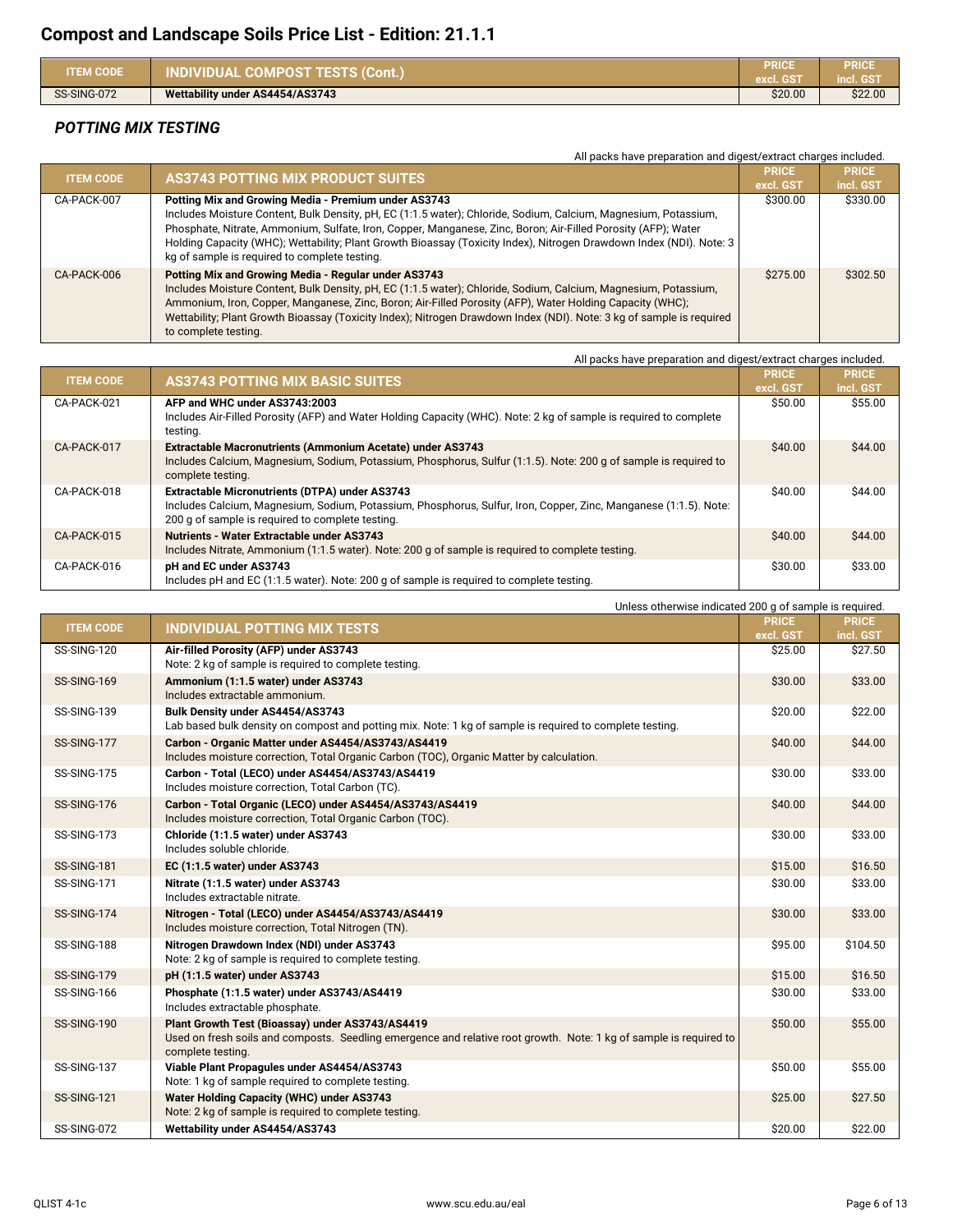# Compost and Landscape Soils Price List - Edition: 21.1.1

| ITEM CODE | INDIVIDUAL COMPOST TESTS (Cont.) | PRICE excl. GST | PRICE incl. GST |
|---|---|---|---|
| SS-SING-072 | **Wettability under AS4454/AS3743** | $20.00 | $22.00 |

### *POTTING MIX TESTING*

All packs have preparation and digest/extract charges included.

| ITEM CODE | AS3743 POTTING MIX PRODUCT SUITES | PRICE excl. GST | PRICE incl. GST |
|---|---|---|---|
| CA-PACK-007 | **Potting Mix and Growing Media - Premium under AS3743** Includes Moisture Content, Bulk Density, pH, EC (1:1.5 water); Chloride, Sodium, Calcium, Magnesium, Potassium, Phosphate, Nitrate, Ammonium, Sulfate, Iron, Copper, Manganese, Zinc, Boron; Air-Filled Porosity (AFP); Water Holding Capacity (WHC); Wettability; Plant Growth Bioassay (Toxicity Index), Nitrogen Drawdown Index (NDI). Note: 3 kg of sample is required to complete testing. | $300.00 | $330.00 |
| CA-PACK-006 | **Potting Mix and Growing Media - Regular under AS3743** Includes Moisture Content, Bulk Density, pH, EC (1:1.5 water); Chloride, Sodium, Calcium, Magnesium, Potassium, Ammonium, Iron, Copper, Manganese, Zinc, Boron; Air-Filled Porosity (AFP), Water Holding Capacity (WHC); Wettability; Plant Growth Bioassay (Toxicity Index); Nitrogen Drawdown Index (NDI). Note: 3 kg of sample is required to complete testing. | $275.00 | $302.50 |

All packs have preparation and digest/extract charges included.

| ITEM CODE | AS3743 POTTING MIX BASIC SUITES | PRICE excl. GST | PRICE incl. GST |
|---|---|---|---|
| CA-PACK-021 | **AFP and WHC under AS3743:2003** Includes Air-Filled Porosity (AFP) and Water Holding Capacity (WHC). Note: 2 kg of sample is required to complete testing. | $50.00 | $55.00 |
| CA-PACK-017 | **Extractable Macronutrients (Ammonium Acetate) under AS3743** Includes Calcium, Magnesium, Sodium, Potassium, Phosphorus, Sulfur (1:1.5). Note: 200 g of sample is required to complete testing. | $40.00 | $44.00 |
| CA-PACK-018 | **Extractable Micronutrients (DTPA) under AS3743** Includes Calcium, Magnesium, Sodium, Potassium, Phosphorus, Sulfur, Iron, Copper, Zinc, Manganese (1:1.5). Note: 200 g of sample is required to complete testing. | $40.00 | $44.00 |
| CA-PACK-015 | **Nutrients - Water Extractable under AS3743** Includes Nitrate, Ammonium (1:1.5 water). Note: 200 g of sample is required to complete testing. | $40.00 | $44.00 |
| CA-PACK-016 | **pH and EC under AS3743** Includes pH and EC (1:1.5 water). Note: 200 g of sample is required to complete testing. | $30.00 | $33.00 |

Unless otherwise indicated 200 g of sample is required.

| ITEM CODE | INDIVIDUAL POTTING MIX TESTS | PRICE excl. GST | PRICE incl. GST |
|---|---|---|---|
| SS-SING-120 | **Air-filled Porosity (AFP) under AS3743** Note: 2 kg of sample is required to complete testing. | $25.00 | $27.50 |
| SS-SING-169 | **Ammonium (1:1.5 water) under AS3743** Includes extractable ammonium. | $30.00 | $33.00 |
| SS-SING-139 | **Bulk Density under AS4454/AS3743** Lab based bulk density on compost and potting mix. Note: 1 kg of sample is required to complete testing. | $20.00 | $22.00 |
| SS-SING-177 | **Carbon - Organic Matter under AS4454/AS3743/AS4419** Includes moisture correction, Total Organic Carbon (TOC), Organic Matter by calculation. | $40.00 | $44.00 |
| SS-SING-175 | **Carbon - Total (LECO) under AS4454/AS3743/AS4419** Includes moisture correction, Total Carbon (TC). | $30.00 | $33.00 |
| SS-SING-176 | **Carbon - Total Organic (LECO) under AS4454/AS3743/AS4419** Includes moisture correction, Total Organic Carbon (TOC). | $40.00 | $44.00 |
| SS-SING-173 | **Chloride (1:1.5 water) under AS3743** Includes soluble chloride. | $30.00 | $33.00 |
| SS-SING-181 | **EC (1:1.5 water) under AS3743** | $15.00 | $16.50 |
| SS-SING-171 | **Nitrate (1:1.5 water) under AS3743** Includes extractable nitrate. | $30.00 | $33.00 |
| SS-SING-174 | **Nitrogen - Total (LECO) under AS4454/AS3743/AS4419** Includes moisture correction, Total Nitrogen (TN). | $30.00 | $33.00 |
| SS-SING-188 | **Nitrogen Drawdown Index (NDI) under AS3743** Note: 2 kg of sample is required to complete testing. | $95.00 | $104.50 |
| SS-SING-179 | **pH (1:1.5 water) under AS3743** | $15.00 | $16.50 |
| SS-SING-166 | **Phosphate (1:1.5 water) under AS3743/AS4419** Includes extractable phosphate. | $30.00 | $33.00 |
| SS-SING-190 | **Plant Growth Test (Bioassay) under AS3743/AS4419** Used on fresh soils and composts. Seedling emergence and relative root growth. Note: 1 kg of sample is required to complete testing. | $50.00 | $55.00 |
| SS-SING-137 | **Viable Plant Propagules under AS4454/AS3743** Note: 1 kg of sample required to complete testing. | $50.00 | $55.00 |
| SS-SING-121 | **Water Holding Capacity (WHC) under AS3743** Note: 2 kg of sample is required to complete testing. | $25.00 | $27.50 |
| SS-SING-072 | **Wettability under AS4454/AS3743** | $20.00 | $22.00 |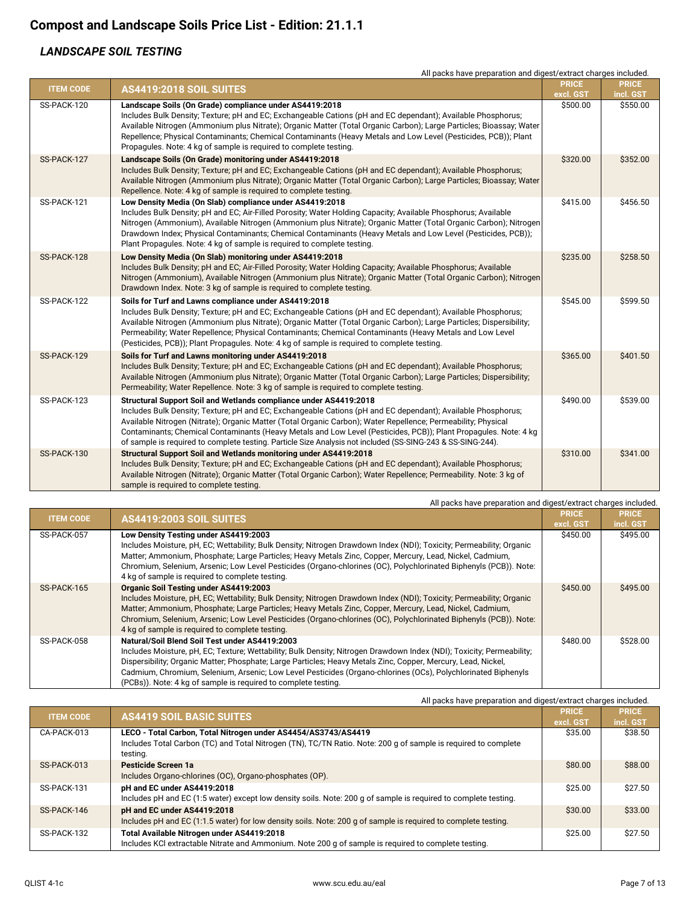# Compost and Landscape Soils Price List - Edition: 21.1.1

## *LANDSCAPE SOIL TESTING*

All packs have preparation and digest/extract charges included.

| ITEM CODE | AS4419:2018 SOIL SUITES | PRICE excl. GST | PRICE incl. GST |
|---|---|---|---|
| SS-PACK-120 | **Landscape Soils (On Grade) compliance under AS4419:2018** Includes Bulk Density; Texture; pH and EC; Exchangeable Cations (pH and EC dependant); Available Phosphorus; Available Nitrogen (Ammonium plus Nitrate); Organic Matter (Total Organic Carbon); Large Particles; Bioassay; Water Repellence; Physical Contaminants; Chemical Contaminants (Heavy Metals and Low Level (Pesticides, PCB)); Plant Propagules. Note: 4 kg of sample is required to complete testing. | $500.00 | $550.00 |
| SS-PACK-127 | **Landscape Soils (On Grade) monitoring under AS4419:2018** Includes Bulk Density; Texture; pH and EC; Exchangeable Cations (pH and EC dependant); Available Phosphorus; Available Nitrogen (Ammonium plus Nitrate); Organic Matter (Total Organic Carbon); Large Particles; Bioassay; Water Repellence. Note: 4 kg of sample is required to complete testing. | $320.00 | $352.00 |
| SS-PACK-121 | **Low Density Media (On Slab) compliance under AS4419:2018** Includes Bulk Density; pH and EC; Air-Filled Porosity; Water Holding Capacity; Available Phosphorus; Available Nitrogen (Ammonium), Available Nitrogen (Ammonium plus Nitrate); Organic Matter (Total Organic Carbon); Nitrogen Drawdown Index; Physical Contaminants; Chemical Contaminants (Heavy Metals and Low Level (Pesticides, PCB)); Plant Propagules. Note: 4 kg of sample is required to complete testing. | $415.00 | $456.50 |
| SS-PACK-128 | **Low Density Media (On Slab) monitoring under AS4419:2018** Includes Bulk Density; pH and EC; Air-Filled Porosity; Water Holding Capacity; Available Phosphorus; Available Nitrogen (Ammonium), Available Nitrogen (Ammonium plus Nitrate); Organic Matter (Total Organic Carbon); Nitrogen Drawdown Index. Note: 3 kg of sample is required to complete testing. | $235.00 | $258.50 |
| SS-PACK-122 | **Soils for Turf and Lawns compliance under AS4419:2018** Includes Bulk Density; Texture; pH and EC; Exchangeable Cations (pH and EC dependant); Available Phosphorus; Available Nitrogen (Ammonium plus Nitrate); Organic Matter (Total Organic Carbon); Large Particles; Dispersibility; Permeability; Water Repellence; Physical Contaminants; Chemical Contaminants (Heavy Metals and Low Level (Pesticides, PCB)); Plant Propagules. Note: 4 kg of sample is required to complete testing. | $545.00 | $599.50 |
| SS-PACK-129 | **Soils for Turf and Lawns monitoring under AS4419:2018** Includes Bulk Density; Texture; pH and EC; Exchangeable Cations (pH and EC dependant); Available Phosphorus; Available Nitrogen (Ammonium plus Nitrate); Organic Matter (Total Organic Carbon); Large Particles; Dispersibility; Permeability; Water Repellence. Note: 3 kg of sample is required to complete testing. | $365.00 | $401.50 |
| SS-PACK-123 | **Structural Support Soil and Wetlands compliance under AS4419:2018** Includes Bulk Density; Texture; pH and EC; Exchangeable Cations (pH and EC dependant); Available Phosphorus; Available Nitrogen (Nitrate); Organic Matter (Total Organic Carbon); Water Repellence; Permeability; Physical Contaminants; Chemical Contaminants (Heavy Metals and Low Level (Pesticides, PCB)); Plant Propagules. Note: 4 kg of sample is required to complete testing. Particle Size Analysis not included (SS-SING-243 & SS-SING-244). | $490.00 | $539.00 |
| SS-PACK-130 | **Structural Support Soil and Wetlands monitoring under AS4419:2018** Includes Bulk Density; Texture; pH and EC; Exchangeable Cations (pH and EC dependant); Available Phosphorus; Available Nitrogen (Nitrate); Organic Matter (Total Organic Carbon); Water Repellence; Permeability. Note: 3 kg of sample is required to complete testing. | $310.00 | $341.00 |

All packs have preparation and digest/extract charges included.

| ITEM CODE | AS4419:2003 SOIL SUITES | PRICE excl. GST | PRICE incl. GST |
|---|---|---|---|
| SS-PACK-057 | **Low Density Testing under AS4419:2003** Includes Moisture, pH, EC; Wettability; Bulk Density; Nitrogen Drawdown Index (NDI); Toxicity; Permeability; Organic Matter; Ammonium, Phosphate; Large Particles; Heavy Metals Zinc, Copper, Mercury, Lead, Nickel, Cadmium, Chromium, Selenium, Arsenic; Low Level Pesticides (Organo-chlorines (OC), Polychlorinated Biphenyls (PCB)). Note: 4 kg of sample is required to complete testing. | $450.00 | $495.00 |
| SS-PACK-165 | **Organic Soil Testing under AS4419:2003** Includes Moisture, pH, EC; Wettability; Bulk Density; Nitrogen Drawdown Index (NDI); Toxicity; Permeability; Organic Matter; Ammonium, Phosphate; Large Particles; Heavy Metals Zinc, Copper, Mercury, Lead, Nickel, Cadmium, Chromium, Selenium, Arsenic; Low Level Pesticides (Organo-chlorines (OC), Polychlorinated Biphenyls (PCB)). Note: 4 kg of sample is required to complete testing. | $450.00 | $495.00 |
| SS-PACK-058 | **Natural/Soil Blend Soil Test under AS4419:2003** Includes Moisture, pH, EC; Texture; Wettability; Bulk Density; Nitrogen Drawdown Index (NDI); Toxicity; Permeability; Dispersibility; Organic Matter; Phosphate; Large Particles; Heavy Metals Zinc, Copper, Mercury, Lead, Nickel, Cadmium, Chromium, Selenium, Arsenic; Low Level Pesticides (Organo-chlorines (OCs), Polychlorinated Biphenyls (PCBs)). Note: 4 kg of sample is required to complete testing. | $480.00 | $528.00 |

All packs have preparation and digest/extract charges included.

| ITEM CODE | AS4419 SOIL BASIC SUITES | PRICE excl. GST | PRICE incl. GST |
|---|---|---|---|
| CA-PACK-013 | **LECO - Total Carbon, Total Nitrogen under AS4454/AS3743/AS4419** Includes Total Carbon (TC) and Total Nitrogen (TN), TC/TN Ratio. Note: 200 g of sample is required to complete testing. | $35.00 | $38.50 |
| SS-PACK-013 | **Pesticide Screen 1a** Includes Organo-chlorines (OC), Organo-phosphates (OP). | $80.00 | $88.00 |
| SS-PACK-131 | **pH and EC under AS4419:2018** Includes pH and EC (1:5 water) except low density soils. Note: 200 g of sample is required to complete testing. | $25.00 | $27.50 |
| SS-PACK-146 | **pH and EC under AS4419:2018** Includes pH and EC (1:1.5 water) for low density soils. Note: 200 g of sample is required to complete testing. | $30.00 | $33.00 |
| SS-PACK-132 | **Total Available Nitrogen under AS4419:2018** Includes KCl extractable Nitrate and Ammonium. Note 200 g of sample is required to complete testing. | $25.00 | $27.50 |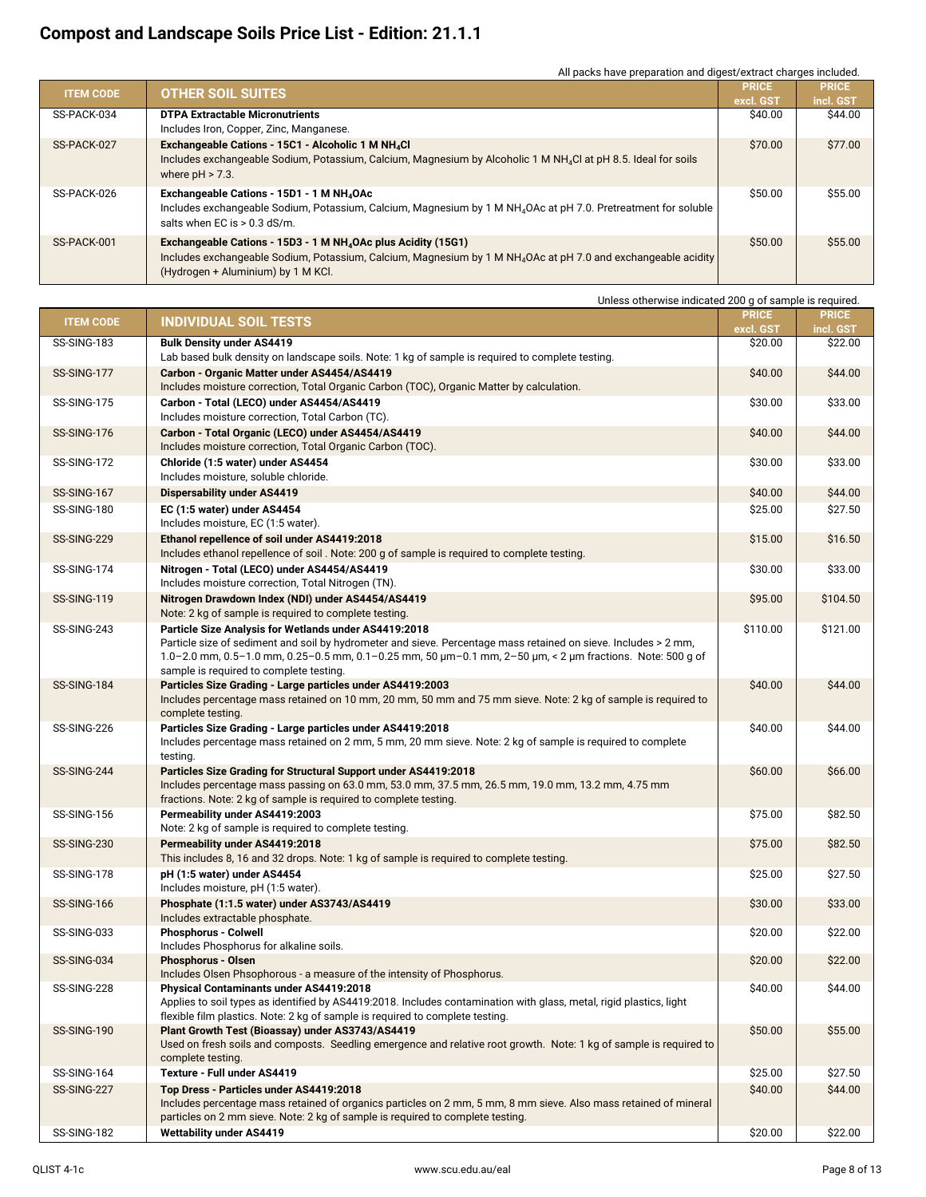# Compost and Landscape Soils Price List - Edition: 21.1.1

All packs have preparation and digest/extract charges included.

| ITEM CODE | OTHER SOIL SUITES | PRICE excl. GST | PRICE incl. GST |
|---|---|---|---|
| SS-PACK-034 | **DTPA Extractable Micronutrients**<br>Includes Iron, Copper, Zinc, Manganese. | $40.00 | $44.00 |
| SS-PACK-027 | **Exchangeable Cations - 15C1 - Alcoholic 1 M $NH_4Cl$**<br>Includes exchangeable Sodium, Potassium, Calcium, Magnesium by Alcoholic 1 M $NH_4Cl$ at pH 8.5. Ideal for soils where pH > 7.3. | $70.00 | $77.00 |
| SS-PACK-026 | **Exchangeable Cations - 15D1 - 1 M $NH_4OAc$**<br>Includes exchangeable Sodium, Potassium, Calcium, Magnesium by 1 M $NH_4OAc$ at pH 7.0. Pretreatment for soluble salts when EC is > 0.3 dS/m. | $50.00 | $55.00 |
| SS-PACK-001 | **Exchangeable Cations - 15D3 - 1 M $NH_4OAc$ plus Acidity (15G1)**<br>Includes exchangeable Sodium, Potassium, Calcium, Magnesium by 1 M $NH_4OAc$ at pH 7.0 and exchangeable acidity (Hydrogen + Aluminium) by 1 M KCl. | $50.00 | $55.00 |

Unless otherwise indicated 200 g of sample is required.

| ITEM CODE | INDIVIDUAL SOIL TESTS | PRICE excl. GST | PRICE incl. GST |
|---|---|---|---|
| SS-SING-183 | **Bulk Density under AS4419**<br>Lab based bulk density on landscape soils. Note: 1 kg of sample is required to complete testing. | $20.00 | $22.00 |
| SS-SING-177 | **Carbon - Organic Matter under AS4454/AS4419**<br>Includes moisture correction, Total Organic Carbon (TOC), Organic Matter by calculation. | $40.00 | $44.00 |
| SS-SING-175 | **Carbon - Total (LECO) under AS4454/AS4419**<br>Includes moisture correction, Total Carbon (TC). | $30.00 | $33.00 |
| SS-SING-176 | **Carbon - Total Organic (LECO) under AS4454/AS4419**<br>Includes moisture correction, Total Organic Carbon (TOC). | $40.00 | $44.00 |
| SS-SING-172 | **Chloride (1:5 water) under AS4454**<br>Includes moisture, soluble chloride. | $30.00 | $33.00 |
| SS-SING-167 | **Dispersability under AS4419** | $40.00 | $44.00 |
| SS-SING-180 | **EC (1:5 water) under AS4454**<br>Includes moisture, EC (1:5 water). | $25.00 | $27.50 |
| SS-SING-229 | **Ethanol repellence of soil under AS4419:2018**<br>Includes ethanol repellence of soil . Note: 200 g of sample is required to complete testing. | $15.00 | $16.50 |
| SS-SING-174 | **Nitrogen - Total (LECO) under AS4454/AS4419**<br>Includes moisture correction, Total Nitrogen (TN). | $30.00 | $33.00 |
| SS-SING-119 | **Nitrogen Drawdown Index (NDI) under AS4454/AS4419**<br>Note: 2 kg of sample is required to complete testing. | $95.00 | $104.50 |
| SS-SING-243 | **Particle Size Analysis for Wetlands under AS4419:2018**<br>Particle size of sediment and soil by hydrometer and sieve. Percentage mass retained on sieve. Includes > 2 mm, 1.0–2.0 mm, 0.5–1.0 mm, 0.25–0.5 mm, 0.1–0.25 mm, 50 µm–0.1 mm, 2–50 µm, < 2 µm fractions. Note: 500 g of sample is required to complete testing. | $110.00 | $121.00 |
| SS-SING-184 | **Particles Size Grading - Large particles under AS4419:2003**<br>Includes percentage mass retained on 10 mm, 20 mm, 50 mm and 75 mm sieve. Note: 2 kg of sample is required to complete testing. | $40.00 | $44.00 |
| SS-SING-226 | **Particles Size Grading - Large particles under AS4419:2018**<br>Includes percentage mass retained on 2 mm, 5 mm, 20 mm sieve. Note: 2 kg of sample is required to complete testing. | $40.00 | $44.00 |
| SS-SING-244 | **Particles Size Grading for Structural Support under AS4419:2018**<br>Includes percentage mass passing on 63.0 mm, 53.0 mm, 37.5 mm, 26.5 mm, 19.0 mm, 13.2 mm, 4.75 mm fractions. Note: 2 kg of sample is required to complete testing. | $60.00 | $66.00 |
| SS-SING-156 | **Permeability under AS4419:2003**<br>Note: 2 kg of sample is required to complete testing. | $75.00 | $82.50 |
| SS-SING-230 | **Permeability under AS4419:2018**<br>This includes 8, 16 and 32 drops. Note: 1 kg of sample is required to complete testing. | $75.00 | $82.50 |
| SS-SING-178 | **pH (1:5 water) under AS4454**<br>Includes moisture, pH (1:5 water). | $25.00 | $27.50 |
| SS-SING-166 | **Phosphate (1:1.5 water) under AS3743/AS4419**<br>Includes extractable phosphate. | $30.00 | $33.00 |
| SS-SING-033 | **Phosphorus - Colwell**<br>Includes Phosphorus for alkaline soils. | $20.00 | $22.00 |
| SS-SING-034 | **Phosphorus - Olsen**<br>Includes Olsen Phsophorous - a measure of the intensity of Phosphorus. | $20.00 | $22.00 |
| SS-SING-228 | **Physical Contaminants under AS4419:2018**<br>Applies to soil types as identified by AS4419:2018. Includes contamination with glass, metal, rigid plastics, light flexible film plastics. Note: 2 kg of sample is required to complete testing. | $40.00 | $44.00 |
| SS-SING-190 | **Plant Growth Test (Bioassay) under AS3743/AS4419**<br>Used on fresh soils and composts. Seedling emergence and relative root growth. Note: 1 kg of sample is required to complete testing. | $50.00 | $55.00 |
| SS-SING-164 | **Texture - Full under AS4419** | $25.00 | $27.50 |
| SS-SING-227 | **Top Dress - Particles under AS4419:2018**<br>Includes percentage mass retained of organics particles on 2 mm, 5 mm, 8 mm sieve. Also mass retained of mineral particles on 2 mm sieve. Note: 2 kg of sample is required to complete testing. | $40.00 | $44.00 |
| SS-SING-182 | **Wettability under AS4419** | $20.00 | $22.00 |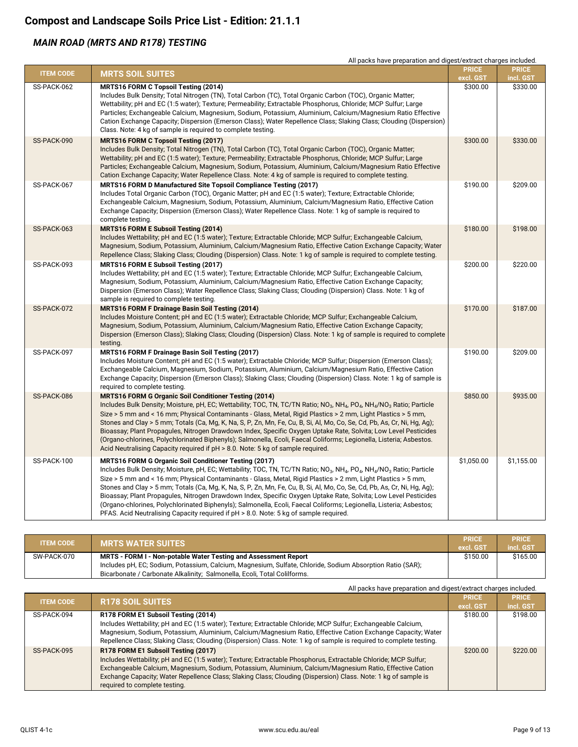# Compost and Landscape Soils Price List - Edition: 21.1.1

## *MAIN ROAD (MRTS AND R178) TESTING*

All packs have preparation and digest/extract charges included.

| ITEM CODE | MRTS SOIL SUITES | PRICE excl. GST | PRICE incl. GST |
|---|---|---|---|
| SS-PACK-062 | **MRTS16 FORM C Topsoil Testing (2014)** Includes Bulk Density; Total Nitrogen (TN), Total Carbon (TC), Total Organic Carbon (TOC), Organic Matter; Wettability; pH and EC (1:5 water); Texture; Permeability; Extractable Phosphorus, Chloride; MCP Sulfur; Large Particles; Exchangeable Calcium, Magnesium, Sodium, Potassium, Aluminium, Calcium/Magnesium Ratio Effective Cation Exchange Capacity; Dispersion (Emerson Class); Water Repellence Class; Slaking Class; Clouding (Dispersion) Class. Note: 4 kg of sample is required to complete testing. | $300.00 | $330.00 |
| SS-PACK-090 | **MRTS16 FORM C Topsoil Testing (2017)** Includes Bulk Density; Total Nitrogen (TN), Total Carbon (TC), Total Organic Carbon (TOC), Organic Matter; Wettability; pH and EC (1:5 water); Texture; Permeability; Extractable Phosphorus, Chloride; MCP Sulfur; Large Particles; Exchangeable Calcium, Magnesium, Sodium, Potassium, Aluminium, Calcium/Magnesium Ratio Effective Cation Exchange Capacity; Water Repellence Class. Note: 4 kg of sample is required to complete testing. | $300.00 | $330.00 |
| SS-PACK-067 | **MRTS16 FORM D Manufactured Site Topsoil Compliance Testing (2017)** Includes Total Organic Carbon (TOC), Organic Matter; pH and EC (1:5 water); Texture; Extractable Chloride; Exchangeable Calcium, Magnesium, Sodium, Potassium, Aluminium, Calcium/Magnesium Ratio, Effective Cation Exchange Capacity; Dispersion (Emerson Class); Water Repellence Class. Note: 1 kg of sample is required to complete testing. | $190.00 | $209.00 |
| SS-PACK-063 | **MRTS16 FORM E Subsoil Testing (2014)** Includes Wettability; pH and EC (1:5 water); Texture; Extractable Chloride; MCP Sulfur; Exchangeable Calcium, Magnesium, Sodium, Potassium, Aluminium, Calcium/Magnesium Ratio, Effective Cation Exchange Capacity; Water Repellence Class; Slaking Class; Clouding (Dispersion) Class. Note: 1 kg of sample is required to complete testing. | $180.00 | $198.00 |
| SS-PACK-093 | **MRTS16 FORM E Subsoil Testing (2017)** Includes Wettability; pH and EC (1:5 water); Texture; Extractable Chloride; MCP Sulfur; Exchangeable Calcium, Magnesium, Sodium, Potassium, Aluminium, Calcium/Magnesium Ratio, Effective Cation Exchange Capacity; Dispersion (Emerson Class); Water Repellence Class; Slaking Class; Clouding (Dispersion) Class. Note: 1 kg of sample is required to complete testing. | $200.00 | $220.00 |
| SS-PACK-072 | **MRTS16 FORM F Drainage Basin Soil Testing (2014)** Includes Moisture Content; pH and EC (1:5 water); Extractable Chloride; MCP Sulfur; Exchangeable Calcium, Magnesium, Sodium, Potassium, Aluminium, Calcium/Magnesium Ratio, Effective Cation Exchange Capacity; Dispersion (Emerson Class); Slaking Class; Clouding (Dispersion) Class. Note: 1 kg of sample is required to complete testing. | $170.00 | $187.00 |
| SS-PACK-097 | **MRTS16 FORM F Drainage Basin Soil Testing (2017)** Includes Moisture Content; pH and EC (1:5 water); Extractable Chloride; MCP Sulfur; Dispersion (Emerson Class); Exchangeable Calcium, Magnesium, Sodium, Potassium, Aluminium, Calcium/Magnesium Ratio, Effective Cation Exchange Capacity; Dispersion (Emerson Class); Slaking Class; Clouding (Dispersion) Class. Note: 1 kg of sample is required to complete testing. | $190.00 | $209.00 |
| SS-PACK-086 | **MRTS16 FORM G Organic Soil Conditioner Testing (2014)** Includes Bulk Density; Moisture, pH, EC; Wettability; TOC, TN, TC/TN Ratio; $NO_3$, $NH_4$, $PO_4$, $NH_4/NO_3$ Ratio; Particle Size > 5 mm and < 16 mm; Physical Contaminants - Glass, Metal, Rigid Plastics > 2 mm, Light Plastics > 5 mm, Stones and Clay > 5 mm; Totals (Ca, Mg, K, Na, S, P, Zn, Mn, Fe, Cu, B, Si, Al, Mo, Co, Se, Cd, Pb, As, Cr, Ni, Hg, Ag); Bioassay; Plant Propagules, Nitrogen Drawdown Index, Specific Oxygen Uptake Rate, Solvita; Low Level Pesticides (Organo-chlorines, Polychlorinated Biphenyls); Salmonella, Ecoli, Faecal Coliforms; Legionella, Listeria; Asbestos. Acid Neutralising Capacity required if pH > 8.0. Note: 5 kg of sample required. | $850.00 | $935.00 |
| SS-PACK-100 | **MRTS16 FORM G Organic Soil Conditioner Testing (2017)** Includes Bulk Density; Moisture, pH, EC; Wettability; TOC, TN, TC/TN Ratio; $NO_3$, $NH_4$, $PO_4$, $NH_4/NO_3$ Ratio; Particle Size > 5 mm and < 16 mm; Physical Contaminants - Glass, Metal, Rigid Plastics > 2 mm, Light Plastics > 5 mm, Stones and Clay > 5 mm; Totals (Ca, Mg, K, Na, S, P, Zn, Mn, Fe, Cu, B, Si, Al, Mo, Co, Se, Cd, Pb, As, Cr, Ni, Hg, Ag); Bioassay; Plant Propagules, Nitrogen Drawdown Index, Specific Oxygen Uptake Rate, Solvita; Low Level Pesticides (Organo-chlorines, Polychlorinated Biphenyls); Salmonella, Ecoli, Faecal Coliforms; Legionella, Listeria; Asbestos; PFAS. Acid Neutralising Capacity required if pH > 8.0. Note: 5 kg of sample required. | $1,050.00 | $1,155.00 |

| ITEM CODE | MRTS WATER SUITES | PRICE excl. GST | PRICE incl. GST |
|---|---|---|---|
| SW-PACK-070 | **MRTS - FORM I - Non-potable Water Testing and Assessment Report** Includes pH, EC; Sodium, Potassium, Calcium, Magnesium, Sulfate, Chloride, Sodium Absorption Ratio (SAR); Bicarbonate / Carbonate Alkalinity; Salmonella, Ecoli, Total Colilforms. | $150.00 | $165.00 |

All packs have preparation and digest/extract charges included.

| ITEM CODE | R178 SOIL SUITES | PRICE excl. GST | PRICE incl. GST |
|---|---|---|---|
| SS-PACK-094 | **R178 FORM E1 Subsoil Testing (2014)** Includes Wettability; pH and EC (1:5 water); Texture; Extractable Chloride; MCP Sulfur; Exchangeable Calcium, Magnesium, Sodium, Potassium, Aluminium, Calcium/Magnesium Ratio, Effective Cation Exchange Capacity; Water Repellence Class; Slaking Class; Clouding (Dispersion) Class. Note: 1 kg of sample is required to complete testing. | $180.00 | $198.00 |
| SS-PACK-095 | **R178 FORM E1 Subsoil Testing (2017)** Includes Wettability; pH and EC (1:5 water); Texture; Extractable Phosphorus, Extractable Chloride; MCP Sulfur; Exchangeable Calcium, Magnesium, Sodium, Potassium, Aluminium, Calcium/Magnesium Ratio, Effective Cation Exchange Capacity; Water Repellence Class; Slaking Class; Clouding (Dispersion) Class. Note: 1 kg of sample is required to complete testing. | $200.00 | $220.00 |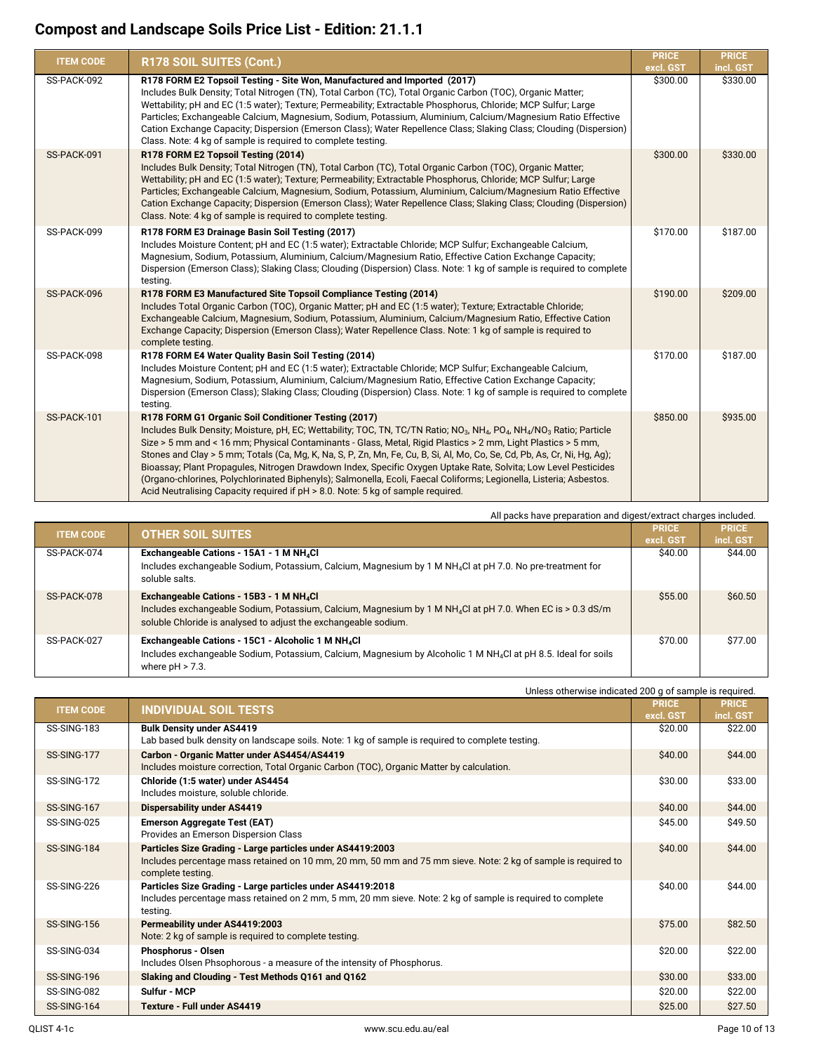# Compost and Landscape Soils Price List - Edition: 21.1.1

| ITEM CODE | R178 SOIL SUITES (Cont.) | PRICE excl. GST | PRICE incl. GST |
|---|---|---|---|
| SS-PACK-092 | **R178 FORM E2 Topsoil Testing - Site Won, Manufactured and Imported (2017)** Includes Bulk Density; Total Nitrogen (TN), Total Carbon (TC), Total Organic Carbon (TOC), Organic Matter; Wettability; pH and EC (1:5 water); Texture; Permeability; Extractable Phosphorus, Chloride; MCP Sulfur; Large Particles; Exchangeable Calcium, Magnesium, Sodium, Potassium, Aluminium, Calcium/Magnesium Ratio Effective Cation Exchange Capacity; Dispersion (Emerson Class); Water Repellence Class; Slaking Class; Clouding (Dispersion) Class. Note: 4 kg of sample is required to complete testing. | $300.00 | $330.00 |
| SS-PACK-091 | **R178 FORM E2 Topsoil Testing (2014)** Includes Bulk Density; Total Nitrogen (TN), Total Carbon (TC), Total Organic Carbon (TOC), Organic Matter; Wettability; pH and EC (1:5 water); Texture; Permeability; Extractable Phosphorus, Chloride; MCP Sulfur; Large Particles; Exchangeable Calcium, Magnesium, Sodium, Potassium, Aluminium, Calcium/Magnesium Ratio Effective Cation Exchange Capacity; Dispersion (Emerson Class); Water Repellence Class; Slaking Class; Clouding (Dispersion) Class. Note: 4 kg of sample is required to complete testing. | $300.00 | $330.00 |
| SS-PACK-099 | **R178 FORM E3 Drainage Basin Soil Testing (2017)** Includes Moisture Content; pH and EC (1:5 water); Extractable Chloride; MCP Sulfur; Exchangeable Calcium, Magnesium, Sodium, Potassium, Aluminium, Calcium/Magnesium Ratio, Effective Cation Exchange Capacity; Dispersion (Emerson Class); Slaking Class; Clouding (Dispersion) Class. Note: 1 kg of sample is required to complete testing. | $170.00 | $187.00 |
| SS-PACK-096 | **R178 FORM E3 Manufactured Site Topsoil Compliance Testing (2014)** Includes Total Organic Carbon (TOC), Organic Matter; pH and EC (1:5 water); Texture; Extractable Chloride; Exchangeable Calcium, Magnesium, Sodium, Potassium, Aluminium, Calcium/Magnesium Ratio, Effective Cation Exchange Capacity; Dispersion (Emerson Class); Water Repellence Class. Note: 1 kg of sample is required to complete testing. | $190.00 | $209.00 |
| SS-PACK-098 | **R178 FORM E4 Water Quality Basin Soil Testing (2014)** Includes Moisture Content; pH and EC (1:5 water); Extractable Chloride; MCP Sulfur; Exchangeable Calcium, Magnesium, Sodium, Potassium, Aluminium, Calcium/Magnesium Ratio, Effective Cation Exchange Capacity; Dispersion (Emerson Class); Slaking Class; Clouding (Dispersion) Class. Note: 1 kg of sample is required to complete testing. | $170.00 | $187.00 |
| SS-PACK-101 | **R178 FORM G1 Organic Soil Conditioner Testing (2017)** Includes Bulk Density; Moisture, pH, EC; Wettability; TOC, TN, TC/TN Ratio; $NO_3$, $NH_4$, $PO_4$, $NH_4/NO_3$ Ratio; Particle Size > 5 mm and < 16 mm; Physical Contaminants - Glass, Metal, Rigid Plastics > 2 mm, Light Plastics > 5 mm, Stones and Clay > 5 mm; Totals (Ca, Mg, K, Na, S, P, Zn, Mn, Fe, Cu, B, Si, Al, Mo, Co, Se, Cd, Pb, As, Cr, Ni, Hg, Ag); Bioassay; Plant Propagules, Nitrogen Drawdown Index, Specific Oxygen Uptake Rate, Solvita; Low Level Pesticides (Organo-chlorines, Polychlorinated Biphenyls); Salmonella, Ecoli, Faecal Coliforms; Legionella, Listeria; Asbestos. Acid Neutralising Capacity required if pH > 8.0. Note: 5 kg of sample required. | $850.00 | $935.00 |

All packs have preparation and digest/extract charges included.

| ITEM CODE | OTHER SOIL SUITES | PRICE excl. GST | PRICE incl. GST |
|---|---|---|---|
| SS-PACK-074 | **Exchangeable Cations - 15A1 - 1 M $NH_4Cl$** Includes exchangeable Sodium, Potassium, Calcium, Magnesium by 1 M $NH_4Cl$ at pH 7.0. No pre-treatment for soluble salts. | $40.00 | $44.00 |
| SS-PACK-078 | **Exchangeable Cations - 15B3 - 1 M $NH_4Cl$** Includes exchangeable Sodium, Potassium, Calcium, Magnesium by 1 M $NH_4Cl$ at pH 7.0. When EC is > 0.3 dS/m soluble Chloride is analysed to adjust the exchangeable sodium. | $55.00 | $60.50 |
| SS-PACK-027 | **Exchangeable Cations - 15C1 - Alcoholic 1 M $NH_4Cl$** Includes exchangeable Sodium, Potassium, Calcium, Magnesium by Alcoholic 1 M $NH_4Cl$ at pH 8.5. Ideal for soils where pH > 7.3. | $70.00 | $77.00 |

Unless otherwise indicated 200 g of sample is required.

| ITEM CODE | INDIVIDUAL SOIL TESTS | PRICE excl. GST | PRICE incl. GST |
|---|---|---|---|
| SS-SING-183 | **Bulk Density under AS4419** Lab based bulk density on landscape soils. Note: 1 kg of sample is required to complete testing. | $20.00 | $22.00 |
| SS-SING-177 | **Carbon - Organic Matter under AS4454/AS4419** Includes moisture correction, Total Organic Carbon (TOC), Organic Matter by calculation. | $40.00 | $44.00 |
| SS-SING-172 | **Chloride (1:5 water) under AS4454** Includes moisture, soluble chloride. | $30.00 | $33.00 |
| SS-SING-167 | **Dispersability under AS4419** | $40.00 | $44.00 |
| SS-SING-025 | **Emerson Aggregate Test (EAT)** Provides an Emerson Dispersion Class | $45.00 | $49.50 |
| SS-SING-184 | **Particles Size Grading - Large particles under AS4419:2003** Includes percentage mass retained on 10 mm, 20 mm, 50 mm and 75 mm sieve. Note: 2 kg of sample is required to complete testing. | $40.00 | $44.00 |
| SS-SING-226 | **Particles Size Grading - Large particles under AS4419:2018** Includes percentage mass retained on 2 mm, 5 mm, 20 mm sieve. Note: 2 kg of sample is required to complete testing. | $40.00 | $44.00 |
| SS-SING-156 | **Permeability under AS4419:2003** Note: 2 kg of sample is required to complete testing. | $75.00 | $82.50 |
| SS-SING-034 | **Phosphorus - Olsen** Includes Olsen Phsophorous - a measure of the intensity of Phosphorus. | $20.00 | $22.00 |
| SS-SING-196 | **Slaking and Clouding - Test Methods Q161 and Q162** | $30.00 | $33.00 |
| SS-SING-082 | **Sulfur - MCP** | $20.00 | $22.00 |
| SS-SING-164 | **Texture - Full under AS4419** | $25.00 | $27.50 |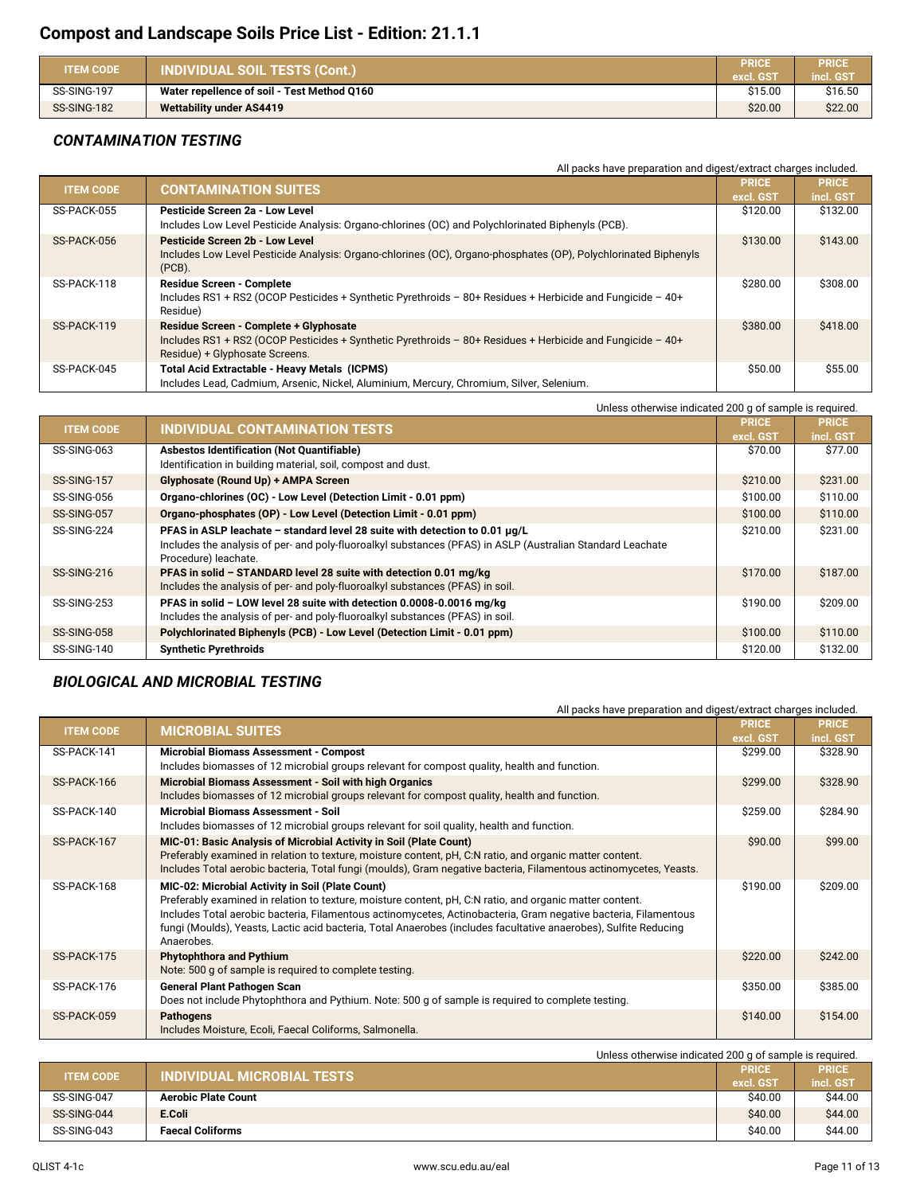# Compost and Landscape Soils Price List - Edition: 21.1.1

| ITEM CODE | INDIVIDUAL SOIL TESTS (Cont.) | PRICE excl. GST | PRICE incl. GST |
|---|---|---|---|
| SS-SING-197 | **Water repellence of soil - Test Method Q160** | $15.00 | $16.50 |
| SS-SING-182 | **Wettability under AS4419** | $20.00 | $22.00 |

## *CONTAMINATION TESTING*

All packs have preparation and digest/extract charges included.

| ITEM CODE | CONTAMINATION SUITES | PRICE excl. GST | PRICE incl. GST |
|---|---|---|---|
| SS-PACK-055 | **Pesticide Screen 2a - Low Level**<br>Includes Low Level Pesticide Analysis: Organo-chlorines (OC) and Polychlorinated Biphenyls (PCB). | $120.00 | $132.00 |
| SS-PACK-056 | **Pesticide Screen 2b - Low Level**<br>Includes Low Level Pesticide Analysis: Organo-chlorines (OC), Organo-phosphates (OP), Polychlorinated Biphenyls (PCB). | $130.00 | $143.00 |
| SS-PACK-118 | **Residue Screen - Complete**<br>Includes RS1 + RS2 (OCOP Pesticides + Synthetic Pyrethroids – 80+ Residues + Herbicide and Fungicide – 40+ Residue) | $280.00 | $308.00 |
| SS-PACK-119 | **Residue Screen - Complete + Glyphosate**<br>Includes RS1 + RS2 (OCOP Pesticides + Synthetic Pyrethroids – 80+ Residues + Herbicide and Fungicide – 40+ Residue) + Glyphosate Screens. | $380.00 | $418.00 |
| SS-PACK-045 | **Total Acid Extractable - Heavy Metals (ICPMS)**<br>Includes Lead, Cadmium, Arsenic, Nickel, Aluminium, Mercury, Chromium, Silver, Selenium. | $50.00 | $55.00 |

Unless otherwise indicated 200 g of sample is required.

| ITEM CODE | INDIVIDUAL CONTAMINATION TESTS | PRICE excl. GST | PRICE incl. GST |
|---|---|---|---|
| SS-SING-063 | **Asbestos Identification (Not Quantifiable)**<br>Identification in building material, soil, compost and dust. | $70.00 | $77.00 |
| SS-SING-157 | **Glyphosate (Round Up) + AMPA Screen** | $210.00 | $231.00 |
| SS-SING-056 | **Organo-chlorines (OC) - Low Level (Detection Limit - 0.01 ppm)** | $100.00 | $110.00 |
| SS-SING-057 | **Organo-phosphates (OP) - Low Level (Detection Limit - 0.01 ppm)** | $100.00 | $110.00 |
| SS-SING-224 | **PFAS in ASLP leachate – standard level 28 suite with detection to 0.01 µg/L**<br>Includes the analysis of per- and poly-fluoroalkyl substances (PFAS) in ASLP (Australian Standard Leachate Procedure) leachate. | $210.00 | $231.00 |
| SS-SING-216 | **PFAS in solid – STANDARD level 28 suite with detection 0.01 mg/kg**<br>Includes the analysis of per- and poly-fluoroalkyl substances (PFAS) in soil. | $170.00 | $187.00 |
| SS-SING-253 | **PFAS in solid – LOW level 28 suite with detection 0.0008-0.0016 mg/kg**<br>Includes the analysis of per- and poly-fluoroalkyl substances (PFAS) in soil. | $190.00 | $209.00 |
| SS-SING-058 | **Polychlorinated Biphenyls (PCB) - Low Level (Detection Limit - 0.01 ppm)** | $100.00 | $110.00 |
| SS-SING-140 | **Synthetic Pyrethroids** | $120.00 | $132.00 |

## *BIOLOGICAL AND MICROBIAL TESTING*

All packs have preparation and digest/extract charges included.

| ITEM CODE | MICROBIAL SUITES | PRICE excl. GST | PRICE incl. GST |
|---|---|---|---|
| SS-PACK-141 | **Microbial Biomass Assessment - Compost**<br>Includes biomasses of 12 microbial groups relevant for compost quality, health and function. | $299.00 | $328.90 |
| SS-PACK-166 | **Microbial Biomass Assessment - Soil with high Organics**<br>Includes biomasses of 12 microbial groups relevant for compost quality, health and function. | $299.00 | $328.90 |
| SS-PACK-140 | **Microbial Biomass Assessment - Soil**<br>Includes biomasses of 12 microbial groups relevant for soil quality, health and function. | $259.00 | $284.90 |
| SS-PACK-167 | **MIC-01: Basic Analysis of Microbial Activity in Soil (Plate Count)**<br>Preferably examined in relation to texture, moisture content, pH, C:N ratio, and organic matter content.<br>Includes Total aerobic bacteria, Total fungi (moulds), Gram negative bacteria, Filamentous actinomycetes, Yeasts. | $90.00 | $99.00 |
| SS-PACK-168 | **MIC-02: Microbial Activity in Soil (Plate Count)**<br>Preferably examined in relation to texture, moisture content, pH, C:N ratio, and organic matter content.<br>Includes Total aerobic bacteria, Filamentous actinomycetes, Actinobacteria, Gram negative bacteria, Filamentous fungi (Moulds), Yeasts, Lactic acid bacteria, Total Anaerobes (includes facultative anaerobes), Sulfite Reducing Anaerobes. | $190.00 | $209.00 |
| SS-PACK-175 | **Phytophthora and Pythium**<br>Note: 500 g of sample is required to complete testing. | $220.00 | $242.00 |
| SS-PACK-176 | **General Plant Pathogen Scan**<br>Does not include Phytophthora and Pythium. Note: 500 g of sample is required to complete testing. | $350.00 | $385.00 |
| SS-PACK-059 | **Pathogens**<br>Includes Moisture, Ecoli, Faecal Coliforms, Salmonella. | $140.00 | $154.00 |

Unless otherwise indicated 200 g of sample is required.

| ITEM CODE | INDIVIDUAL MICROBIAL TESTS | PRICE excl. GST | PRICE incl. GST |
|---|---|---|---|
| SS-SING-047 | **Aerobic Plate Count** | $40.00 | $44.00 |
| SS-SING-044 | **E.Coli** | $40.00 | $44.00 |
| SS-SING-043 | **Faecal Coliforms** | $40.00 | $44.00 |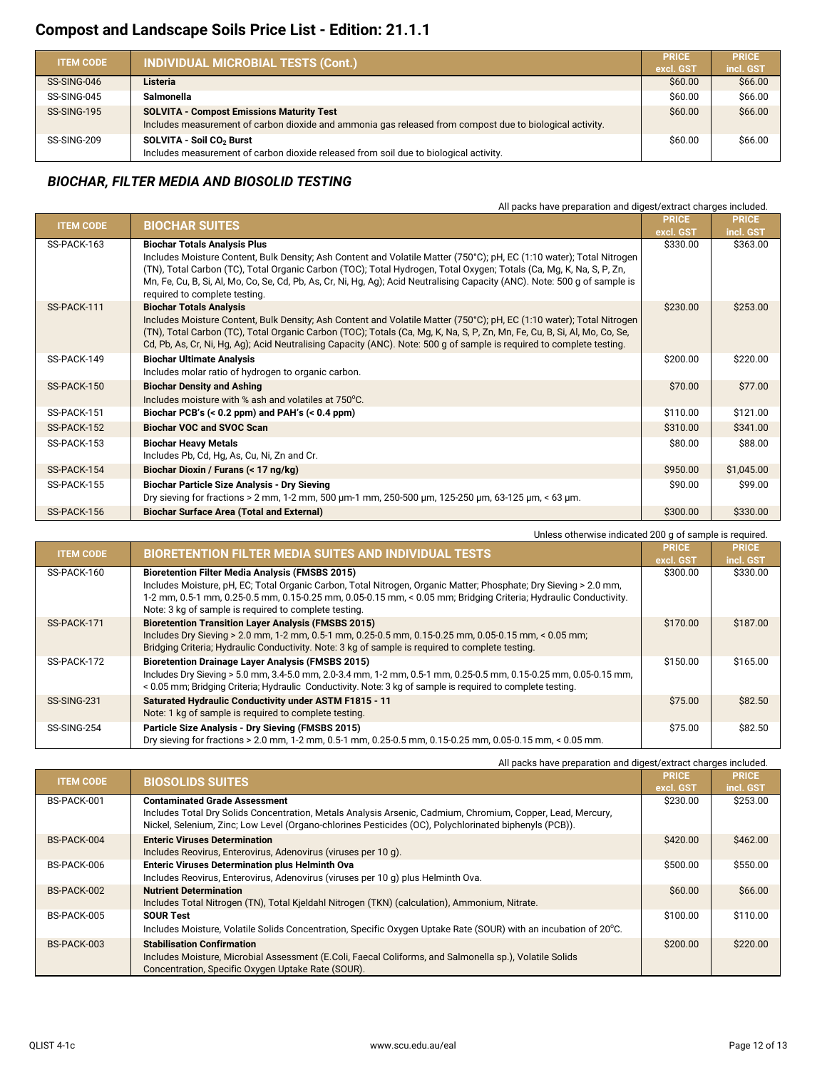# Compost and Landscape Soils Price List - Edition: 21.1.1

| ITEM CODE | INDIVIDUAL MICROBIAL TESTS (Cont.) | PRICE excl. GST | PRICE incl. GST |
|---|---|---|---|
| SS-SING-046 | **Listeria** | $60.00 | $66.00 |
| SS-SING-045 | **Salmonella** | $60.00 | $66.00 |
| SS-SING-195 | **SOLVITA - Compost Emissions Maturity Test** Includes measurement of carbon dioxide and ammonia gas released from compost due to biological activity. | $60.00 | $66.00 |
| SS-SING-209 | **SOLVITA - Soil $CO_2$ Burst** Includes measurement of carbon dioxide released from soil due to biological activity. | $60.00 | $66.00 |

## *BIOCHAR, FILTER MEDIA AND BIOSOLID TESTING*

All packs have preparation and digest/extract charges included.

| ITEM CODE | BIOCHAR SUITES | PRICE excl. GST | PRICE incl. GST |
|---|---|---|---|
| SS-PACK-163 | **Biochar Totals Analysis Plus** Includes Moisture Content, Bulk Density; Ash Content and Volatile Matter (750°C); pH, EC (1:10 water); Total Nitrogen (TN), Total Carbon (TC), Total Organic Carbon (TOC); Total Hydrogen, Total Oxygen; Totals (Ca, Mg, K, Na, S, P, Zn, Mn, Fe, Cu, B, Si, Al, Mo, Co, Se, Cd, Pb, As, Cr, Ni, Hg, Ag); Acid Neutralising Capacity (ANC). Note: 500 g of sample is required to complete testing. | $330.00 | $363.00 |
| SS-PACK-111 | **Biochar Totals Analysis** Includes Moisture Content, Bulk Density; Ash Content and Volatile Matter (750°C); pH, EC (1:10 water); Total Nitrogen (TN), Total Carbon (TC), Total Organic Carbon (TOC); Totals (Ca, Mg, K, Na, S, P, Zn, Mn, Fe, Cu, B, Si, Al, Mo, Co, Se, Cd, Pb, As, Cr, Ni, Hg, Ag); Acid Neutralising Capacity (ANC). Note: 500 g of sample is required to complete testing. | $230.00 | $253.00 |
| SS-PACK-149 | **Biochar Ultimate Analysis** Includes molar ratio of hydrogen to organic carbon. | $200.00 | $220.00 |
| SS-PACK-150 | **Biochar Density and Ashing** Includes moisture with % ash and volatiles at 750°C. | $70.00 | $77.00 |
| SS-PACK-151 | **Biochar PCB's (< 0.2 ppm) and PAH's (< 0.4 ppm)** | $110.00 | $121.00 |
| SS-PACK-152 | **Biochar VOC and SVOC Scan** | $310.00 | $341.00 |
| SS-PACK-153 | **Biochar Heavy Metals** Includes Pb, Cd, Hg, As, Cu, Ni, Zn and Cr. | $80.00 | $88.00 |
| SS-PACK-154 | **Biochar Dioxin / Furans (< 17 ng/kg)** | $950.00 | $1,045.00 |
| SS-PACK-155 | **Biochar Particle Size Analysis - Dry Sieving** Dry sieving for fractions > 2 mm, 1-2 mm, 500 µm-1 mm, 250-500 µm, 125-250 µm, 63-125 µm, < 63 µm. | $90.00 | $99.00 |
| SS-PACK-156 | **Biochar Surface Area (Total and External)** | $300.00 | $330.00 |

Unless otherwise indicated 200 g of sample is required.

| ITEM CODE | BIORETENTION FILTER MEDIA SUITES AND INDIVIDUAL TESTS | PRICE excl. GST | PRICE incl. GST |
|---|---|---|---|
| SS-PACK-160 | **Bioretention Filter Media Analysis (FMSBS 2015)** Includes Moisture, pH, EC; Total Organic Carbon, Total Nitrogen, Organic Matter; Phosphate; Dry Sieving > 2.0 mm, 1-2 mm, 0.5-1 mm, 0.25-0.5 mm, 0.15-0.25 mm, 0.05-0.15 mm, < 0.05 mm; Bridging Criteria; Hydraulic Conductivity. Note: 3 kg of sample is required to complete testing. | $300.00 | $330.00 |
| SS-PACK-171 | **Bioretention Transition Layer Analysis (FMSBS 2015)** Includes Dry Sieving > 2.0 mm, 1-2 mm, 0.5-1 mm, 0.25-0.5 mm, 0.15-0.25 mm, 0.05-0.15 mm, < 0.05 mm; Bridging Criteria; Hydraulic Conductivity. Note: 3 kg of sample is required to complete testing. | $170.00 | $187.00 |
| SS-PACK-172 | **Bioretention Drainage Layer Analysis (FMSBS 2015)** Includes Dry Sieving > 5.0 mm, 3.4-5.0 mm, 2.0-3.4 mm, 1-2 mm, 0.5-1 mm, 0.25-0.5 mm, 0.15-0.25 mm, 0.05-0.15 mm, < 0.05 mm; Bridging Criteria; Hydraulic Conductivity. Note: 3 kg of sample is required to complete testing. | $150.00 | $165.00 |
| SS-SING-231 | **Saturated Hydraulic Conductivity under ASTM F1815 - 11** Note: 1 kg of sample is required to complete testing. | $75.00 | $82.50 |
| SS-SING-254 | **Particle Size Analysis - Dry Sieving (FMSBS 2015)** Dry sieving for fractions > 2.0 mm, 1-2 mm, 0.5-1 mm, 0.25-0.5 mm, 0.15-0.25 mm, 0.05-0.15 mm, < 0.05 mm. | $75.00 | $82.50 |

All packs have preparation and digest/extract charges included.

| ITEM CODE | BIOSOLIDS SUITES | PRICE excl. GST | PRICE incl. GST |
|---|---|---|---|
| BS-PACK-001 | **Contaminated Grade Assessment** Includes Total Dry Solids Concentration, Metals Analysis Arsenic, Cadmium, Chromium, Copper, Lead, Mercury, Nickel, Selenium, Zinc; Low Level (Organo-chlorines Pesticides (OC), Polychlorinated biphenyls (PCB)). | $230.00 | $253.00 |
| BS-PACK-004 | **Enteric Viruses Determination** Includes Reovirus, Enterovirus, Adenovirus (viruses per 10 g). | $420.00 | $462.00 |
| BS-PACK-006 | **Enteric Viruses Determination plus Helminth Ova** Includes Reovirus, Enterovirus, Adenovirus (viruses per 10 g) plus Helminth Ova. | $500.00 | $550.00 |
| BS-PACK-002 | **Nutrient Determination** Includes Total Nitrogen (TN), Total Kjeldahl Nitrogen (TKN) (calculation), Ammonium, Nitrate. | $60.00 | $66.00 |
| BS-PACK-005 | **SOUR Test** Includes Moisture, Volatile Solids Concentration, Specific Oxygen Uptake Rate (SOUR) with an incubation of 20°C. | $100.00 | $110.00 |
| BS-PACK-003 | **Stabilisation Confirmation** Includes Moisture, Microbial Assessment (E.Coli, Faecal Coliforms, and Salmonella sp.), Volatile Solids Concentration, Specific Oxygen Uptake Rate (SOUR). | $200.00 | $220.00 |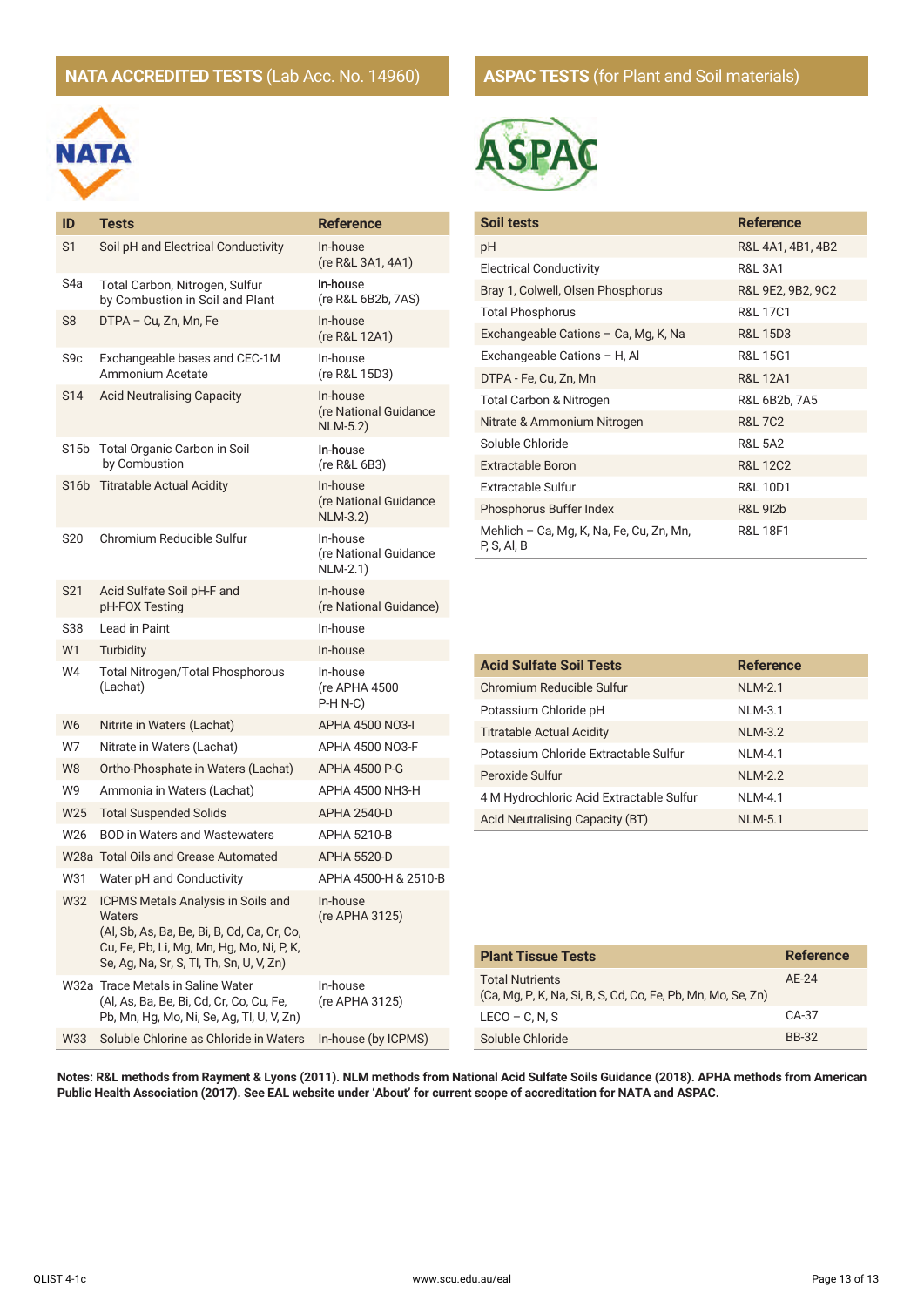## NATA ACCREDITED TESTS (Lab Acc. No. 14960)

| ID | Tests | Reference |
|---|---|---|
| S1 | Soil pH and Electrical Conductivity | In-house (re R&L 3A1, 4A1) |
| S4a | Total Carbon, Nitrogen, Sulfur by Combustion in Soil and Plant | In-house (re R&L 6B2b, 7AS) |
| S8 | DTPA – Cu, Zn, Mn, Fe | In-house (re R&L 12A1) |
| S9c | Exchangeable bases and CEC-1M Ammonium Acetate | In-house (re R&L 15D3) |
| S14 | Acid Neutralising Capacity | In-house (re National Guidance NLM-5.2) |
| S15b | Total Organic Carbon in Soil by Combustion | In-house (re R&L 6B3) |
| S16b | Titratable Actual Acidity | In-house (re National Guidance NLM-3.2) |
| S20 | Chromium Reducible Sulfur | In-house (re National Guidance NLM-2.1) |
| S21 | Acid Sulfate Soil pH-F and pH-FOX Testing | In-house (re National Guidance) |
| S38 | Lead in Paint | In-house |
| W1 | Turbidity | In-house |
| W4 | Total Nitrogen/Total Phosphorous (Lachat) | In-house (re APHA 4500 P-H N-C) |
| W6 | Nitrite in Waters (Lachat) | APHA 4500 NO3-I |
| W7 | Nitrate in Waters (Lachat) | APHA 4500 NO3-F |
| W8 | Ortho-Phosphate in Waters (Lachat) | APHA 4500 P-G |
| W9 | Ammonia in Waters (Lachat) | APHA 4500 NH3-H |
| W25 | Total Suspended Solids | APHA 2540-D |
| W26 | BOD in Waters and Wastewaters | APHA 5210-B |
| W28a | Total Oils and Grease Automated | APHA 5520-D |
| W31 | Water pH and Conductivity | APHA 4500-H & 2510-B |
| W32 | ICPMS Metals Analysis in Soils and Waters (Al, Sb, As, Ba, Be, Bi, B, Cd, Ca, Cr, Co, Cu, Fe, Pb, Li, Mg, Mn, Hg, Mo, Ni, P, K, Se, Ag, Na, Sr, S, Tl, Th, Sn, U, V, Zn) | In-house (re APHA 3125) |
| W32a | Trace Metals in Saline Water (Al, As, Ba, Be, Bi, Cd, Cr, Co, Cu, Fe, Pb, Mn, Hg, Mo, Ni, Se, Ag, Tl, U, V, Zn) | In-house (re APHA 3125) |
| W33 | Soluble Chlorine as Chloride in Waters | In-house (by ICPMS) |

## ASPAC TESTS (for Plant and Soil materials)

| Soil tests | Reference |
|---|---|
| pH | R&L 4A1, 4B1, 4B2 |
| Electrical Conductivity | R&L 3A1 |
| Bray 1, Colwell, Olsen Phosphorus | R&L 9E2, 9B2, 9C2 |
| Total Phosphorus | R&L 17C1 |
| Exchangeable Cations – Ca, Mg, K, Na | R&L 15D3 |
| Exchangeable Cations – H, Al | R&L 15G1 |
| DTPA - Fe, Cu, Zn, Mn | R&L 12A1 |
| Total Carbon & Nitrogen | R&L 6B2b, 7A5 |
| Nitrate & Ammonium Nitrogen | R&L 7C2 |
| Soluble Chloride | R&L 5A2 |
| Extractable Boron | R&L 12C2 |
| Extractable Sulfur | R&L 10D1 |
| Phosphorus Buffer Index | R&L 9I2b |
| Mehlich – Ca, Mg, K, Na, Fe, Cu, Zn, Mn, P, S, Al, B | R&L 18F1 |

| Acid Sulfate Soil Tests | Reference |
|---|---|
| Chromium Reducible Sulfur | NLM-2.1 |
| Potassium Chloride pH | NLM-3.1 |
| Titratable Actual Acidity | NLM-3.2 |
| Potassium Chloride Extractable Sulfur | NLM-4.1 |
| Peroxide Sulfur | NLM-2.2 |
| 4 M Hydrochloric Acid Extractable Sulfur | NLM-4.1 |
| Acid Neutralising Capacity (BT) | NLM-5.1 |

| Plant Tissue Tests | Reference |
|---|---|
| Total Nutrients (Ca, Mg, P, K, Na, Si, B, S, Cd, Co, Fe, Pb, Mn, Mo, Se, Zn) | AE-24 |
| LECO – C, N, S | CA-37 |
| Soluble Chloride | BB-32 |

**Notes: R&L methods from Rayment & Lyons (2011). NLM methods from National Acid Sulfate Soils Guidance (2018). APHA methods from American Public Health Association (2017). See EAL website under 'About' for current scope of accreditation for NATA and ASPAC.**